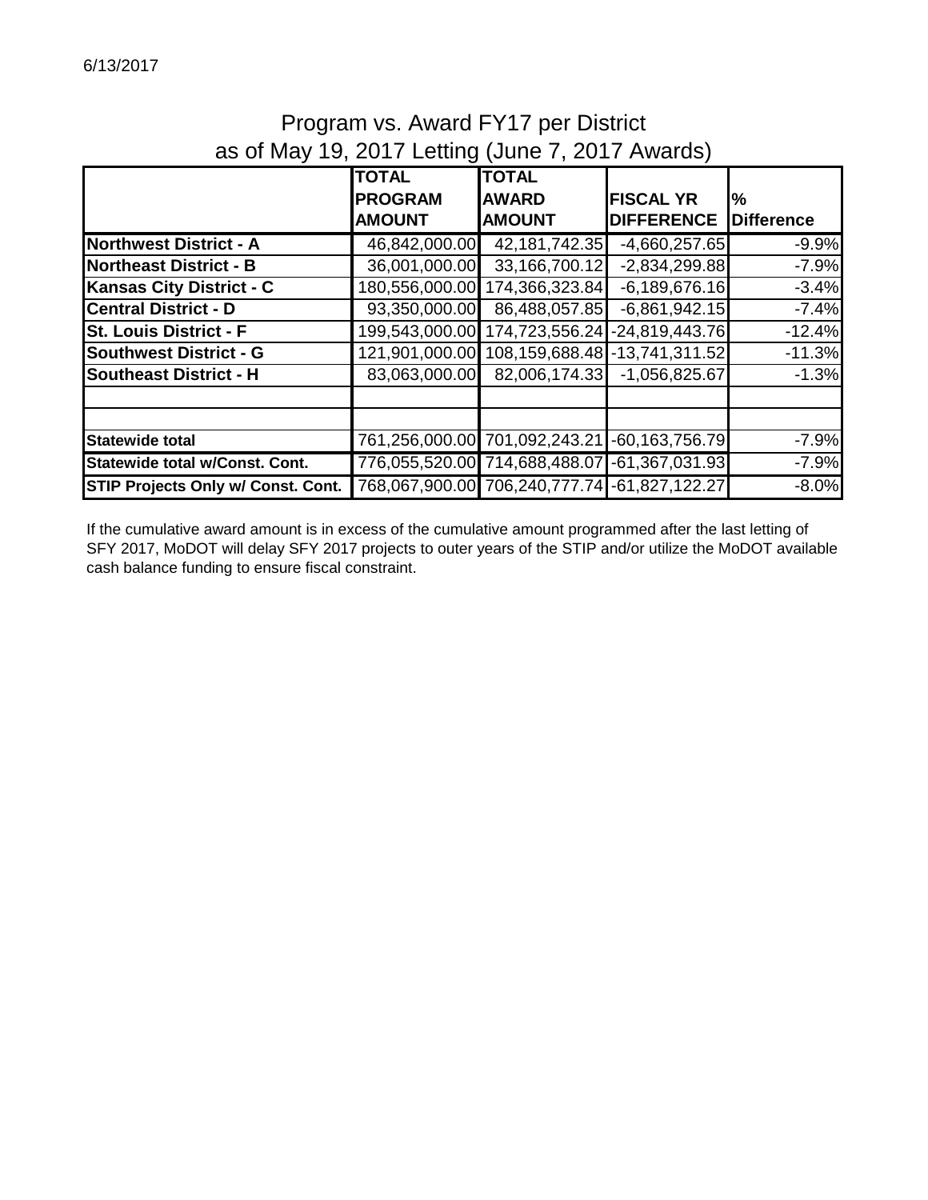6/13/2017

# Program vs. Award FY17 per District
## as of May 19, 2017 Letting (June 7, 2017 Awards)

| | TOTAL PROGRAM AMOUNT | TOTAL AWARD AMOUNT | FISCAL YR DIFFERENCE | % Difference |
|---|---|---|---|---|
| **Northwest District - A** | 46,842,000.00 | 42,181,742.35 | -4,660,257.65 | -9.9% |
| **Northeast District - B** | 36,001,000.00 | 33,166,700.12 | -2,834,299.88 | -7.9% |
| **Kansas City District - C** | 180,556,000.00 | 174,366,323.84 | -6,189,676.16 | -3.4% |
| **Central District - D** | 93,350,000.00 | 86,488,057.85 | -6,861,942.15 | -7.4% |
| **St. Louis District - F** | 199,543,000.00 | 174,723,556.24 | -24,819,443.76 | -12.4% |
| **Southwest District - G** | 121,901,000.00 | 108,159,688.48 | -13,741,311.52 | -11.3% |
| **Southeast District - H** | 83,063,000.00 | 82,006,174.33 | -1,056,825.67 | -1.3% |
| | | | | |
| | | | | |
| **Statewide total** | 761,256,000.00 | 701,092,243.21 | -60,163,756.79 | -7.9% |
| **Statewide total w/Const. Cont.** | 776,055,520.00 | 714,688,488.07 | -61,367,031.93 | -7.9% |
| **STIP Projects Only w/ Const. Cont.** | 768,067,900.00 | 706,240,777.74 | -61,827,122.27 | -8.0% |

If the cumulative award amount is in excess of the cumulative amount programmed after the last letting of SFY 2017, MoDOT will delay SFY 2017 projects to outer years of the STIP and/or utilize the MoDOT available cash balance funding to ensure fiscal constraint.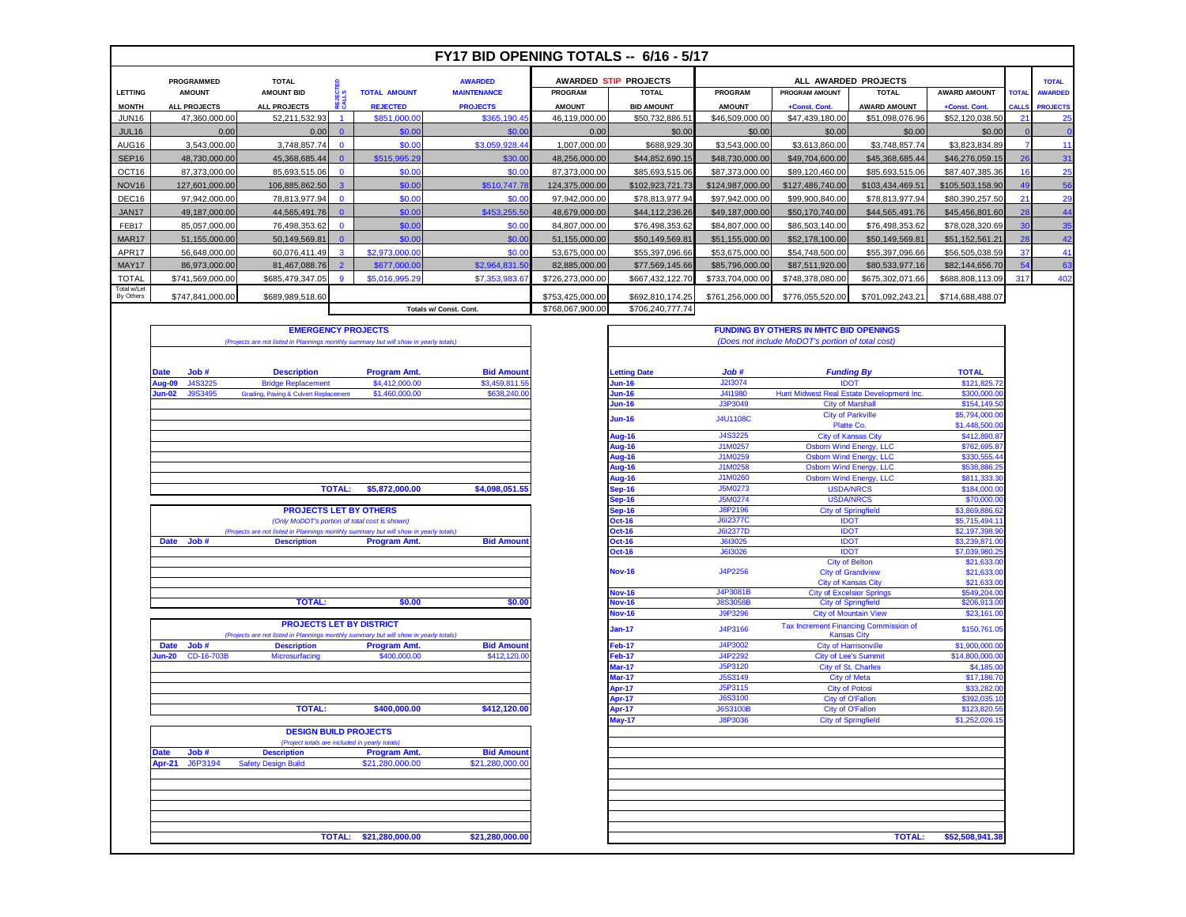# FY17 BID OPENING TOTALS -- 6/16 - 5/17

| LETTING MONTH | PROGRAMMED AMOUNT ALL PROJECTS | TOTAL AMOUNT BID ALL PROJECTS | REJECTED CALLS | TOTAL AMOUNT REJECTED | AWARDED MAINTENANCE PROJECTS | AWARDED STIP PROJECTS PROGRAM AMOUNT | AWARDED STIP PROJECTS TOTAL BID AMOUNT | ALL AWARDED PROJECTS PROGRAM AMOUNT | ALL AWARDED PROJECTS PROGRAM AMOUNT +Const. Cont. | ALL AWARDED PROJECTS TOTAL AWARD AMOUNT | ALL AWARDED PROJECTS AWARD AMOUNT +Const. Cont. | TOTAL CALLS | TOTAL AWARDED PROJECTS |
|---|---|---|---|---|---|---|---|---|---|---|---|---|---|
| JUN16 | 47,360,000.00 | 52,211,532.93 | 1 | $851,000.00 | $365,190.45 | 46,119,000.00 | $50,732,886.51 | $46,509,000.00 | $47,439,180.00 | $51,098,076.96 | $52,120,038.50 | 21 | 25 |
| JUL16 | 0.00 | 0.00 | 0 | $0.00 | $0.00 | 0.00 | $0.00 | $0.00 | $0.00 | $0.00 | $0.00 | 0 | 0 |
| AUG16 | 3,543,000.00 | 3,748,857.74 | 0 | $0.00 | $3,059,928.44 | 1,007,000.00 | $688,929.30 | $3,543,000.00 | $3,613,860.00 | $3,748,857.74 | $3,823,834.89 | 7 | 11 |
| SEP16 | 48,730,000.00 | 45,368,685.44 | 0 | $515,995.29 | $30.00 | 48,256,000.00 | $44,852,690.15 | $48,730,000.00 | $49,704,600.00 | $45,368,685.44 | $46,276,059.15 | 26 | 31 |
| OCT16 | 87,373,000.00 | 85,693,515.06 | 0 | $0.00 | $0.00 | 87,373,000.00 | $85,693,515.06 | $87,373,000.00 | $89,120,460.00 | $85,693,515.06 | $87,407,385.36 | 16 | 25 |
| NOV16 | 127,601,000.00 | 106,885,862.50 | 3 | $0.00 | $510,747.78 | 124,375,000.00 | $102,923,721.73 | $124,987,000.00 | $127,486,740.00 | $103,434,469.51 | $105,503,158.90 | 49 | 56 |
| DEC16 | 97,942,000.00 | 78,813,977.94 | 0 | $0.00 | $0.00 | 97,942,000.00 | $78,813,977.94 | $97,942,000.00 | $99,900,840.00 | $78,813,977.94 | $80,390,257.50 | 21 | 29 |
| JAN17 | 49,187,000.00 | 44,565,491.76 | 0 | $0.00 | $453,255.50 | 48,679,000.00 | $44,112,236.26 | $49,187,000.00 | $50,170,740.00 | $44,565,491.76 | $45,456,801.60 | 28 | 44 |
| FEB17 | 85,057,000.00 | 76,498,353.62 | 0 | $0.00 | $0.00 | 84,807,000.00 | $76,498,353.62 | $84,807,000.00 | $86,503,140.00 | $76,498,353.62 | $78,028,320.69 | 30 | 35 |
| MAR17 | 51,155,000.00 | 50,149,569.81 | 0 | $0.00 | $0.00 | 51,155,000.00 | $50,149,569.81 | $51,155,000.00 | $52,178,100.00 | $50,149,569.81 | $51,152,561.21 | 28 | 42 |
| APR17 | 56,648,000.00 | 60,076,411.49 | 3 | $2,973,000.00 | $0.00 | 53,675,000.00 | $55,397,096.66 | $53,675,000.00 | $54,748,500.00 | $55,397,096.66 | $56,505,038.59 | 37 | 41 |
| MAY17 | 86,973,000.00 | 81,467,088.76 | 2 | $677,000.00 | $2,964,831.50 | 82,885,000.00 | $77,569,145.66 | $85,796,000.00 | $87,511,920.00 | $80,533,977.16 | $82,144,656.70 | 54 | 63 |
| TOTAL | $741,569,000.00 | $685,479,347.05 | 9 | $5,016,995.29 | $7,353,983.67 | $726,273,000.00 | $667,432,122.70 | $733,704,000.00 | $748,378,080.00 | $675,302,071.66 | $688,808,113.09 | 317 | 402 |
| Total w/Let By Others | $747,841,000.00 | $689,989,518.60 | | | | $753,425,000.00 | $692,810,174.25 | $761,256,000.00 | $776,055,520.00 | $701,092,243.21 | $714,688,488.07 | | |
| | | | | | Totals w/ Const. Cont. | $768,067,900.00 | $706,240,777.74 | | | | | | |

## EMERGENCY PROJECTS

*(Projects are not listed in Plannings monthly summary but will show in yearly totals)*

| Date | Job # | Description | Program Amt. | Bid Amount |
|---|---|---|---|---|
| Aug-09 | J4S3225 | Bridge Replacement | $4,412,000.00 | $3,459,811.55 |
| Jun-02 | J9S3495 | Grading, Paving & Culvert Replacement | $1,460,000.00 | $638,240.00 |
| | | TOTAL: | $5,872,000.00 | $4,098,051.55 |

## PROJECTS LET BY OTHERS

*(Only MoDOT's portion of total cost is shown)*

*(Projects are not listed in Plannings monthly summary but will show in yearly totals)*

| Date | Job # | Description | Program Amt. | Bid Amount |
|---|---|---|---|---|
| | | TOTAL: | $0.00 | $0.00 |

## PROJECTS LET BY DISTRICT

*(Projects are not listed in Plannings monthly summary but will show in yearly totals)*

| Date | Job # | Description | Program Amt. | Bid Amount |
|---|---|---|---|---|
| Jun-20 | CD-16-703B | Microsurfacing | $400,000.00 | $412,120.00 |
| | | TOTAL: | $400,000.00 | $412,120.00 |

## DESIGN BUILD PROJECTS

*(Project totals are included in yearly totals)*

| Date | Job # | Description | Program Amt. | Bid Amount |
|---|---|---|---|---|
| Apr-21 | J6P3194 | Safety Design Build | $21,280,000.00 | $21,280,000.00 |
| | | TOTAL: | $21,280,000.00 | $21,280,000.00 |

## FUNDING BY OTHERS IN MHTC BID OPENINGS

*(Does not include MoDOT's portion of total cost)*

| Letting Date | Job # | Funding By | TOTAL |
|---|---|---|---|
| Jun-16 | J2I3074 | IDOT | $121,825.72 |
| Jun-16 | J4I1980 | Hunt Midwest Real Estate Development Inc. | $300,000.00 |
| Jun-16 | J3P3049 | City of Marshall | $154,149.50 |
| Jun-16 | J4U1108C | City of Parkville | $5,794,000.00 |
| | | Platte Co. | $1,448,500.00 |
| Aug-16 | J4S3225 | City of Kansas City | $412,890.87 |
| Aug-16 | J1M0257 | Osborn Wind Energy, LLC | $762,695.87 |
| Aug-16 | J1M0259 | Osborn Wind Energy, LLC | $330,555.44 |
| Aug-16 | J1M0258 | Osborn Wind Energy, LLC | $538,886.25 |
| Aug-16 | J1M0260 | Osborn Wind Energy, LLC | $811,333.30 |
| Sep-16 | J5M0273 | USDA/NRCS | $184,000.00 |
| Sep-16 | J5M0274 | USDA/NRCS | $70,000.00 |
| Sep-16 | J8P2196 | City of Springfield | $3,869,886.62 |
| Oct-16 | J6I2377C | IDOT | $5,715,494.11 |
| Oct-16 | J6I2377D | IDOT | $2,197,398.90 |
| Oct-16 | J6I3025 | IDOT | $3,239,871.00 |
| Oct-16 | J6I3026 | IDOT | $7,039,980.25 |
| Nov-16 | J4P2256 | City of Belton | $21,633.00 |
| | | City of Grandview | $21,633.00 |
| | | City of Kansas City | $21,633.00 |
| Nov-16 | J4P3081B | City of Excelsior Springs | $549,204.00 |
| Nov-16 | J8S3058B | City of Springfield | $206,913.00 |
| Nov-16 | J9P3296 | City of Mountain View | $23,161.00 |
| Jan-17 | J4P3166 | Tax Increment Financing Commission of Kansas City | $150,761.05 |
| Feb-17 | J4P3002 | City of Harrisonville | $1,900,000.00 |
| Feb-17 | J4P2292 | City of Lee's Summit | $14,800,000.00 |
| Mar-17 | J5P3120 | City of St. Charles | $4,185.00 |
| Mar-17 | J5S3149 | City of Meta | $17,186.70 |
| Apr-17 | J5P3115 | City of Potosi | $33,282.00 |
| Apr-17 | J6S3100 | City of O'Fallon | $392,035.10 |
| Apr-17 | J6S3100B | City of O'Fallon | $123,820.55 |
| May-17 | J8P3036 | City of Springfield | $1,252,026.15 |
| | | TOTAL: | $52,508,941.38 |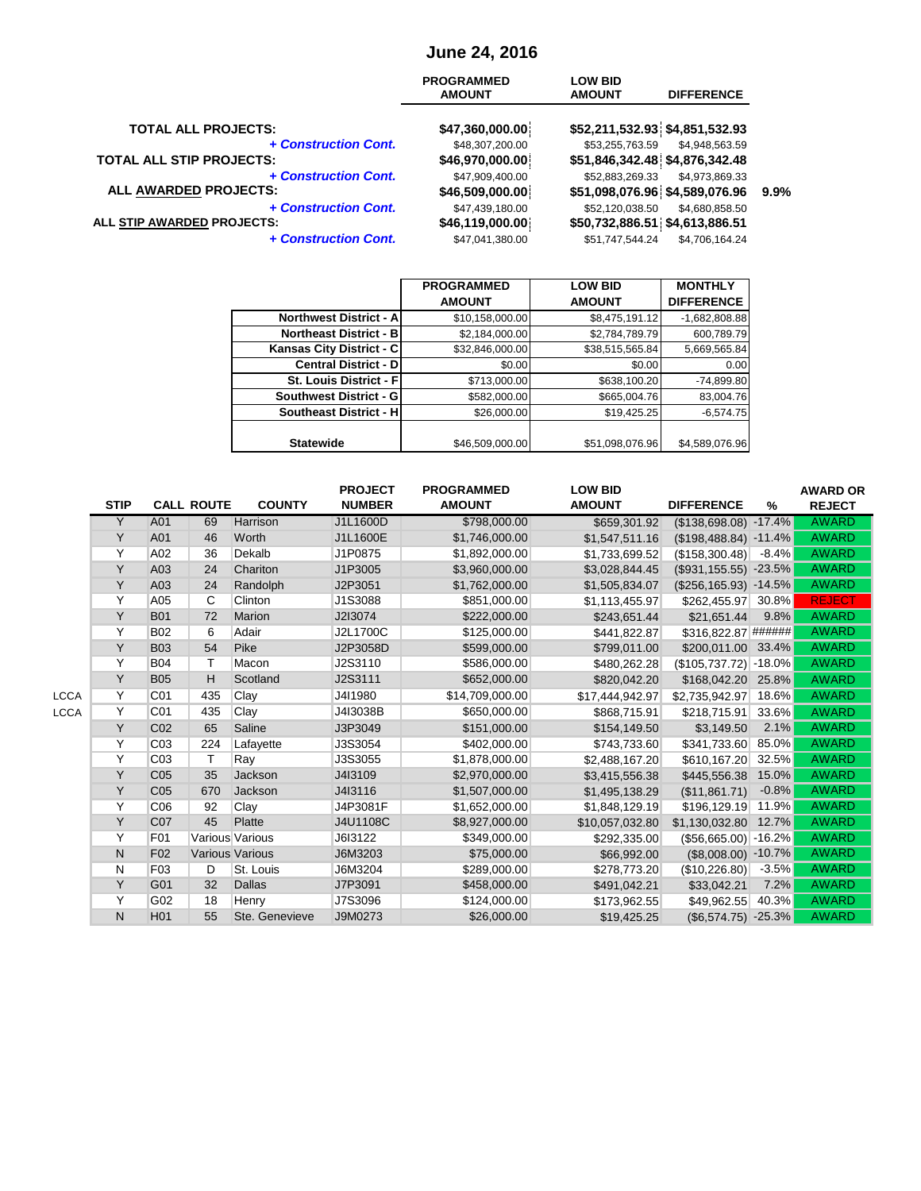# June 24, 2016

| | PROGRAMMED AMOUNT | LOW BID AMOUNT | DIFFERENCE | |
|---|---|---|---|---|
| **TOTAL ALL PROJECTS:** | **$47,360,000.00** | **$52,211,532.93** | **$4,851,532.93** | |
| *+ Construction Cont.* | $48,307,200.00 | $53,255,763.59 | $4,948,563.59 | |
| **TOTAL ALL STIP PROJECTS:** | **$46,970,000.00** | **$51,846,342.48** | **$4,876,342.48** | |
| *+ Construction Cont.* | $47,909,400.00 | $52,883,269.33 | $4,973,869.33 | |
| **ALL AWARDED PROJECTS:** | **$46,509,000.00** | **$51,098,076.96** | **$4,589,076.96** | **9.9%** |
| *+ Construction Cont.* | $47,439,180.00 | $52,120,038.50 | $4,680,858.50 | |
| **ALL STIP AWARDED PROJECTS:** | **$46,119,000.00** | **$50,732,886.51** | **$4,613,886.51** | |
| *+ Construction Cont.* | $47,041,380.00 | $51,747,544.24 | $4,706,164.24 | |

| | PROGRAMMED AMOUNT | LOW BID AMOUNT | MONTHLY DIFFERENCE |
|---|---|---|---|
| **Northwest District - A** | $10,158,000.00 | $8,475,191.12 | -1,682,808.88 |
| **Northeast District - B** | $2,184,000.00 | $2,784,789.79 | 600,789.79 |
| **Kansas City District - C** | $32,846,000.00 | $38,515,565.84 | 5,669,565.84 |
| **Central District - D** | $0.00 | $0.00 | 0.00 |
| **St. Louis District - F** | $713,000.00 | $638,100.20 | -74,899.80 |
| **Southwest District - G** | $582,000.00 | $665,004.76 | 83,004.76 |
| **Southeast District - H** | $26,000.00 | $19,425.25 | -6,574.75 |
| **Statewide** | $46,509,000.00 | $51,098,076.96 | $4,589,076.96 |

| | STIP | CALL | ROUTE | COUNTY | PROJECT NUMBER | PROGRAMMED AMOUNT | LOW BID AMOUNT | DIFFERENCE | % | AWARD OR REJECT |
|---|---|---|---|---|---|---|---|---|---|---|
| | Y | A01 | 69 | Harrison | J1L1600D | $798,000.00 | $659,301.92 | ($138,698.08) | -17.4% | AWARD |
| | Y | A01 | 46 | Worth | J1L1600E | $1,746,000.00 | $1,547,511.16 | ($198,488.84) | -11.4% | AWARD |
| | Y | A02 | 36 | Dekalb | J1P0875 | $1,892,000.00 | $1,733,699.52 | ($158,300.48) | -8.4% | AWARD |
| | Y | A03 | 24 | Chariton | J1P3005 | $3,960,000.00 | $3,028,844.45 | ($931,155.55) | -23.5% | AWARD |
| | Y | A03 | 24 | Randolph | J2P3051 | $1,762,000.00 | $1,505,834.07 | ($256,165.93) | -14.5% | AWARD |
| | Y | A05 | C | Clinton | J1S3088 | $851,000.00 | $1,113,455.97 | $262,455.97 | 30.8% | REJECT |
| | Y | B01 | 72 | Marion | J2I3074 | $222,000.00 | $243,651.44 | $21,651.44 | 9.8% | AWARD |
| | Y | B02 | 6 | Adair | J2L1700C | $125,000.00 | $441,822.87 | $316,822.87 | ####### | AWARD |
| | Y | B03 | 54 | Pike | J2P3058D | $599,000.00 | $799,011.00 | $200,011.00 | 33.4% | AWARD |
| | Y | B04 | T | Macon | J2S3110 | $586,000.00 | $480,262.28 | ($105,737.72) | -18.0% | AWARD |
| | Y | B05 | H | Scotland | J2S3111 | $652,000.00 | $820,042.20 | $168,042.20 | 25.8% | AWARD |
| LCCA | Y | C01 | 435 | Clay | J4I1980 | $14,709,000.00 | $17,444,942.97 | $2,735,942.97 | 18.6% | AWARD |
| LCCA | Y | C01 | 435 | Clay | J4I3038B | $650,000.00 | $868,715.91 | $218,715.91 | 33.6% | AWARD |
| | Y | C02 | 65 | Saline | J3P3049 | $151,000.00 | $154,149.50 | $3,149.50 | 2.1% | AWARD |
| | Y | C03 | 224 | Lafayette | J3S3054 | $402,000.00 | $743,733.60 | $341,733.60 | 85.0% | AWARD |
| | Y | C03 | T | Ray | J3S3055 | $1,878,000.00 | $2,488,167.20 | $610,167.20 | 32.5% | AWARD |
| | Y | C05 | 35 | Jackson | J4I3109 | $2,970,000.00 | $3,415,556.38 | $445,556.38 | 15.0% | AWARD |
| | Y | C05 | 670 | Jackson | J4I3116 | $1,507,000.00 | $1,495,138.29 | ($11,861.71) | -0.8% | AWARD |
| | Y | C06 | 92 | Clay | J4P3081F | $1,652,000.00 | $1,848,129.19 | $196,129.19 | 11.9% | AWARD |
| | Y | C07 | 45 | Platte | J4U1108C | $8,927,000.00 | $10,057,032.80 | $1,130,032.80 | 12.7% | AWARD |
| | Y | F01 | Various | Various | J6I3122 | $349,000.00 | $292,335.00 | ($56,665.00) | -16.2% | AWARD |
| | N | F02 | Various | Various | J6M3203 | $75,000.00 | $66,992.00 | ($8,008.00) | -10.7% | AWARD |
| | N | F03 | D | St. Louis | J6M3204 | $289,000.00 | $278,773.20 | ($10,226.80) | -3.5% | AWARD |
| | Y | G01 | 32 | Dallas | J7P3091 | $458,000.00 | $491,042.21 | $33,042.21 | 7.2% | AWARD |
| | Y | G02 | 18 | Henry | J7S3096 | $124,000.00 | $173,962.55 | $49,962.55 | 40.3% | AWARD |
| | N | H01 | 55 | Ste. Genevieve | J9M0273 | $26,000.00 | $19,425.25 | ($6,574.75) | -25.3% | AWARD |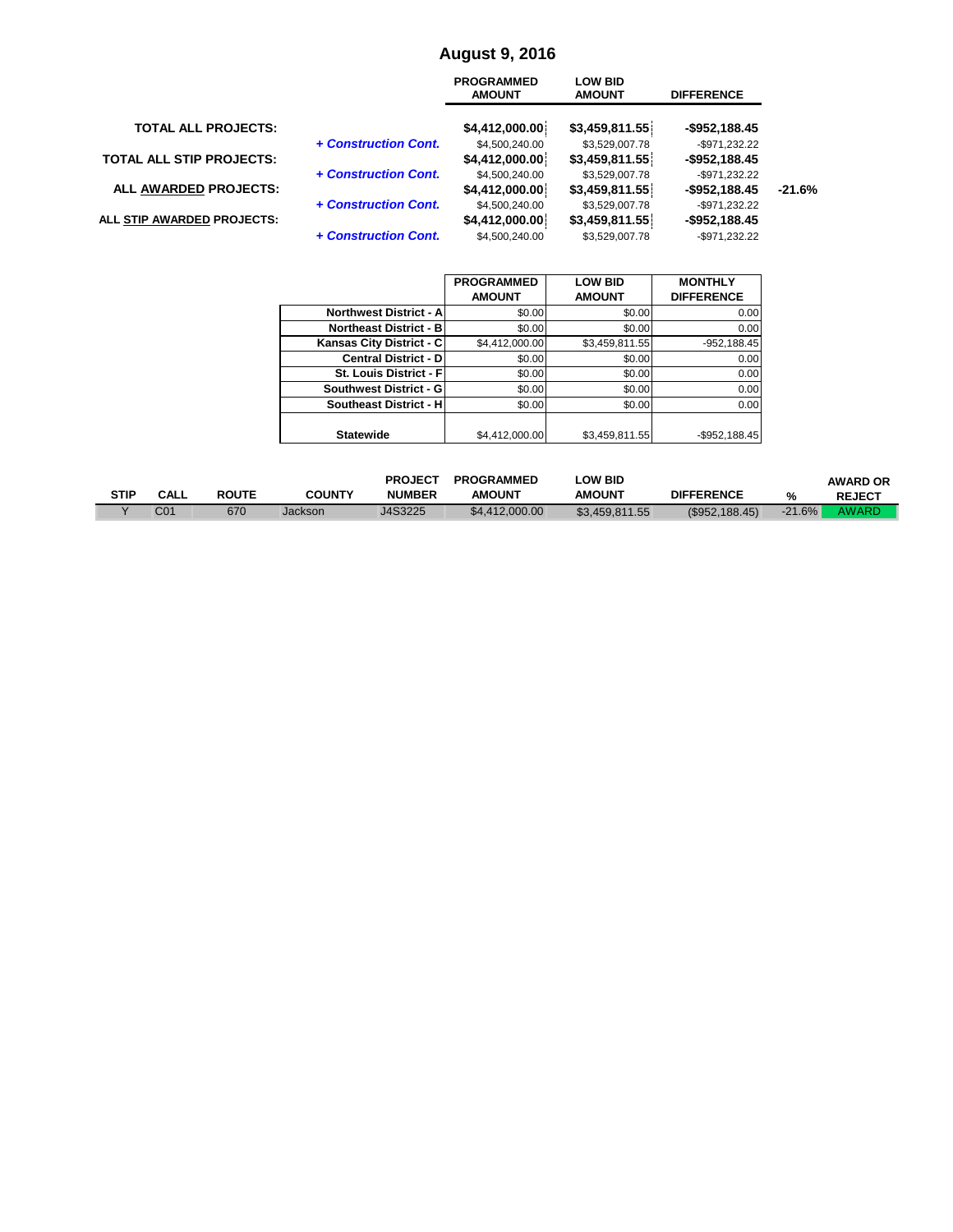# August 9, 2016

| | | PROGRAMMED AMOUNT | LOW BID AMOUNT | DIFFERENCE | |
|---|---|---|---|---|---|
| **TOTAL ALL PROJECTS:** | | **$4,412,000.00** | **$3,459,811.55** | **-$952,188.45** | |
| | ***+ Construction Cont.*** | $4,500,240.00 | $3,529,007.78 | -$971,232.22 | |
| **TOTAL ALL STIP PROJECTS:** | | **$4,412,000.00** | **$3,459,811.55** | **-$952,188.45** | |
| | ***+ Construction Cont.*** | $4,500,240.00 | $3,529,007.78 | -$971,232.22 | |
| **ALL AWARDED PROJECTS:** | | **$4,412,000.00** | **$3,459,811.55** | **-$952,188.45** | **-21.6%** |
| | ***+ Construction Cont.*** | $4,500,240.00 | $3,529,007.78 | -$971,232.22 | |
| **ALL STIP AWARDED PROJECTS:** | | **$4,412,000.00** | **$3,459,811.55** | **-$952,188.45** | |
| | ***+ Construction Cont.*** | $4,500,240.00 | $3,529,007.78 | -$971,232.22 | |

| | PROGRAMMED AMOUNT | LOW BID AMOUNT | MONTHLY DIFFERENCE |
|---|---|---|---|
| **Northwest District - A** | $0.00 | $0.00 | 0.00 |
| **Northeast District - B** | $0.00 | $0.00 | 0.00 |
| **Kansas City District - C** | $4,412,000.00 | $3,459,811.55 | -952,188.45 |
| **Central District - D** | $0.00 | $0.00 | 0.00 |
| **St. Louis District - F** | $0.00 | $0.00 | 0.00 |
| **Southwest District - G** | $0.00 | $0.00 | 0.00 |
| **Southeast District - H** | $0.00 | $0.00 | 0.00 |
| **Statewide** | $4,412,000.00 | $3,459,811.55 | -$952,188.45 |

| STIP | CALL | ROUTE | COUNTY | PROJECT NUMBER | PROGRAMMED AMOUNT | LOW BID AMOUNT | DIFFERENCE | % | AWARD OR REJECT |
|---|---|---|---|---|---|---|---|---|---|
| Y | C01 | 670 | Jackson | J4S3225 | $4,412,000.00 | $3,459,811.55 | ($952,188.45) | -21.6% | AWARD |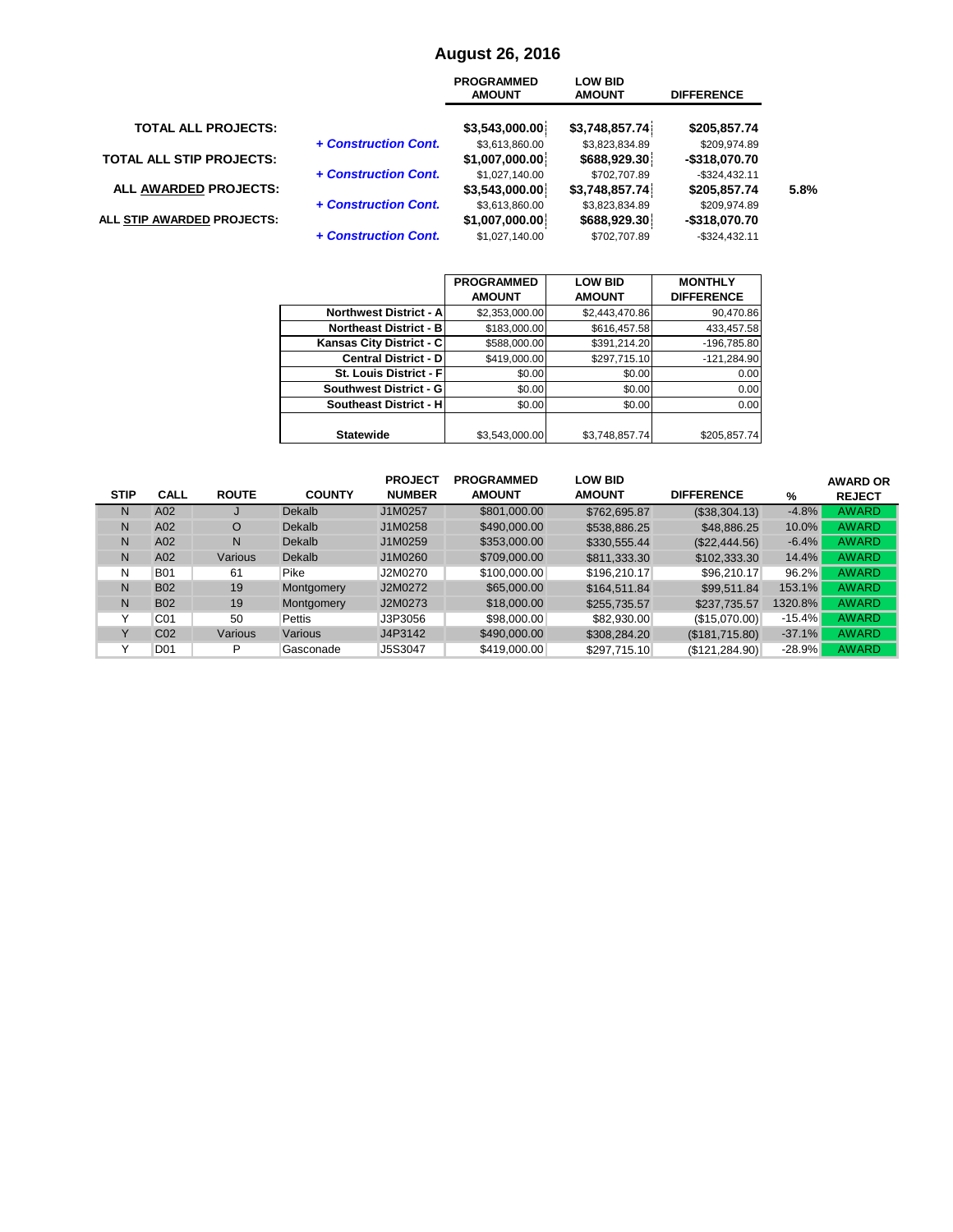# August 26, 2016

| | | PROGRAMMED AMOUNT | LOW BID AMOUNT | DIFFERENCE | |
|---|---|---|---|---|---|
| **TOTAL ALL PROJECTS:** | | **$3,543,000.00** | **$3,748,857.74** | **$205,857.74** | |
| | ***+ Construction Cont.*** | $3,613,860.00 | $3,823,834.89 | $209,974.89 | |
| **TOTAL ALL STIP PROJECTS:** | | **$1,007,000.00** | **$688,929.30** | **-$318,070.70** | |
| | ***+ Construction Cont.*** | $1,027,140.00 | $702,707.89 | -$324,432.11 | |
| **ALL AWARDED PROJECTS:** | | **$3,543,000.00** | **$3,748,857.74** | **$205,857.74** | **5.8%** |
| | ***+ Construction Cont.*** | $3,613,860.00 | $3,823,834.89 | $209,974.89 | |
| **ALL STIP AWARDED PROJECTS:** | | **$1,007,000.00** | **$688,929.30** | **-$318,070.70** | |
| | ***+ Construction Cont.*** | $1,027,140.00 | $702,707.89 | -$324,432.11 | |

| | PROGRAMMED AMOUNT | LOW BID AMOUNT | MONTHLY DIFFERENCE |
|---|---|---|---|
| **Northwest District - A** | $2,353,000.00 | $2,443,470.86 | 90,470.86 |
| **Northeast District - B** | $183,000.00 | $616,457.58 | 433,457.58 |
| **Kansas City District - C** | $588,000.00 | $391,214.20 | -196,785.80 |
| **Central District - D** | $419,000.00 | $297,715.10 | -121,284.90 |
| **St. Louis District - F** | $0.00 | $0.00 | 0.00 |
| **Southwest District - G** | $0.00 | $0.00 | 0.00 |
| **Southeast District - H** | $0.00 | $0.00 | 0.00 |
| **Statewide** | $3,543,000.00 | $3,748,857.74 | $205,857.74 |

| STIP | CALL | ROUTE | COUNTY | PROJECT NUMBER | PROGRAMMED AMOUNT | LOW BID AMOUNT | DIFFERENCE | % | AWARD OR REJECT |
|---|---|---|---|---|---|---|---|---|---|
| N | A02 | J | Dekalb | J1M0257 | $801,000.00 | $762,695.87 | ($38,304.13) | -4.8% | AWARD |
| N | A02 | O | Dekalb | J1M0258 | $490,000.00 | $538,886.25 | $48,886.25 | 10.0% | AWARD |
| N | A02 | N | Dekalb | J1M0259 | $353,000.00 | $330,555.44 | ($22,444.56) | -6.4% | AWARD |
| N | A02 | Various | Dekalb | J1M0260 | $709,000.00 | $811,333.30 | $102,333.30 | 14.4% | AWARD |
| N | B01 | 61 | Pike | J2M0270 | $100,000.00 | $196,210.17 | $96,210.17 | 96.2% | AWARD |
| N | B02 | 19 | Montgomery | J2M0272 | $65,000.00 | $164,511.84 | $99,511.84 | 153.1% | AWARD |
| N | B02 | 19 | Montgomery | J2M0273 | $18,000.00 | $255,735.57 | $237,735.57 | 1320.8% | AWARD |
| Y | C01 | 50 | Pettis | J3P3056 | $98,000.00 | $82,930.00 | ($15,070.00) | -15.4% | AWARD |
| Y | C02 | Various | Various | J4P3142 | $490,000.00 | $308,284.20 | ($181,715.80) | -37.1% | AWARD |
| Y | D01 | P | Gasconade | J5S3047 | $419,000.00 | $297,715.10 | ($121,284.90) | -28.9% | AWARD |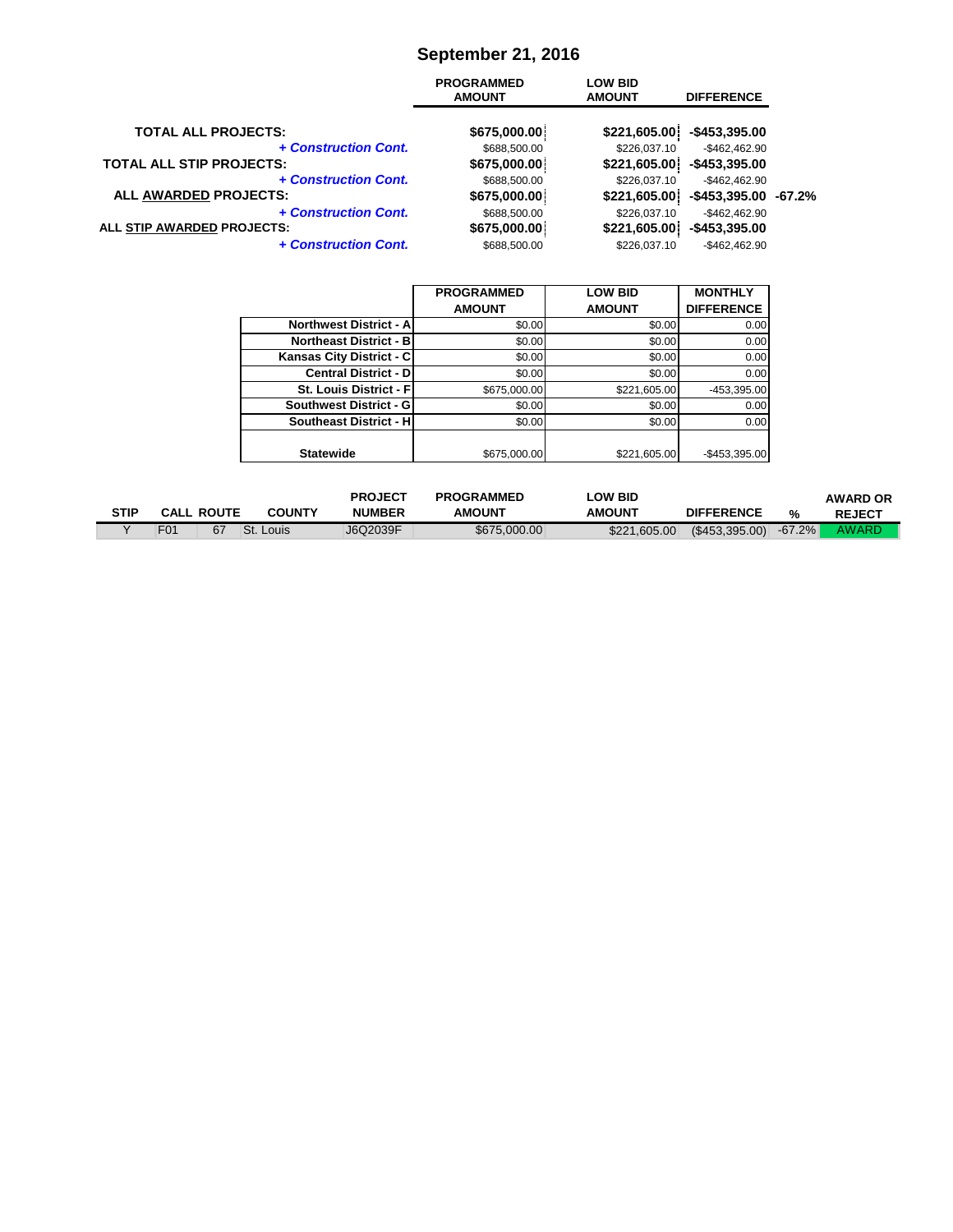# September 21, 2016

| | PROGRAMMED AMOUNT | LOW BID AMOUNT | DIFFERENCE | |
|---|---|---|---|---|
| **TOTAL ALL PROJECTS:** | **$675,000.00** | **$221,605.00** | **-$453,395.00** | |
| ***+ Construction Cont.*** | $688,500.00 | $226,037.10 | -$462,462.90 | |
| **TOTAL ALL STIP PROJECTS:** | **$675,000.00** | **$221,605.00** | **-$453,395.00** | |
| ***+ Construction Cont.*** | $688,500.00 | $226,037.10 | -$462,462.90 | |
| **ALL AWARDED PROJECTS:** | **$675,000.00** | **$221,605.00** | **-$453,395.00** | **-67.2%** |
| ***+ Construction Cont.*** | $688,500.00 | $226,037.10 | -$462,462.90 | |
| **ALL STIP AWARDED PROJECTS:** | **$675,000.00** | **$221,605.00** | **-$453,395.00** | |
| ***+ Construction Cont.*** | $688,500.00 | $226,037.10 | -$462,462.90 | |

| | PROGRAMMED AMOUNT | LOW BID AMOUNT | MONTHLY DIFFERENCE |
|---|---|---|---|
| **Northwest District - A** | $0.00 | $0.00 | 0.00 |
| **Northeast District - B** | $0.00 | $0.00 | 0.00 |
| **Kansas City District - C** | $0.00 | $0.00 | 0.00 |
| **Central District - D** | $0.00 | $0.00 | 0.00 |
| **St. Louis District - F** | $675,000.00 | $221,605.00 | -453,395.00 |
| **Southwest District - G** | $0.00 | $0.00 | 0.00 |
| **Southeast District - H** | $0.00 | $0.00 | 0.00 |
| **Statewide** | $675,000.00 | $221,605.00 | -$453,395.00 |

| STIP | CALL | ROUTE | COUNTY | PROJECT NUMBER | PROGRAMMED AMOUNT | LOW BID AMOUNT | DIFFERENCE | % | AWARD OR REJECT |
|---|---|---|---|---|---|---|---|---|---|
| Y | F01 | 67 | St. Louis | J6Q2039F | $675,000.00 | $221,605.00 | ($453,395.00) | -67.2% | AWARD |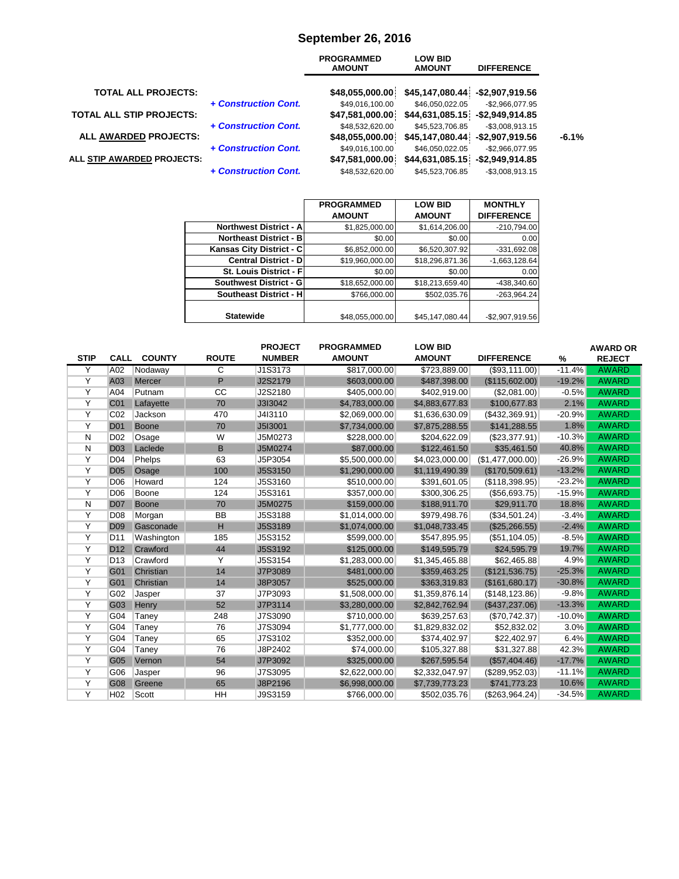# September 26, 2016

| | | PROGRAMMED AMOUNT | LOW BID AMOUNT | DIFFERENCE | |
|---|---|---|---|---|---|
| **TOTAL ALL PROJECTS:** | | **$48,055,000.00** | **$45,147,080.44** | **-$2,907,919.56** | |
| | ***+ Construction Cont.*** | $49,016,100.00 | $46,050,022.05 | -$2,966,077.95 | |
| **TOTAL ALL STIP PROJECTS:** | | **$47,581,000.00** | **$44,631,085.15** | **-$2,949,914.85** | |
| | ***+ Construction Cont.*** | $48,532,620.00 | $45,523,706.85 | -$3,008,913.15 | |
| **ALL AWARDED PROJECTS:** | | **$48,055,000.00** | **$45,147,080.44** | **-$2,907,919.56** | **-6.1%** |
| | ***+ Construction Cont.*** | $49,016,100.00 | $46,050,022.05 | -$2,966,077.95 | |
| **ALL STIP AWARDED PROJECTS:** | | **$47,581,000.00** | **$44,631,085.15** | **-$2,949,914.85** | |
| | ***+ Construction Cont.*** | $48,532,620.00 | $45,523,706.85 | -$3,008,913.15 | |

| | PROGRAMMED AMOUNT | LOW BID AMOUNT | MONTHLY DIFFERENCE |
|---|---|---|---|
| **Northwest District - A** | $1,825,000.00 | $1,614,206.00 | -210,794.00 |
| **Northeast District - B** | $0.00 | $0.00 | 0.00 |
| **Kansas City District - C** | $6,852,000.00 | $6,520,307.92 | -331,692.08 |
| **Central District - D** | $19,960,000.00 | $18,296,871.36 | -1,663,128.64 |
| **St. Louis District - F** | $0.00 | $0.00 | 0.00 |
| **Southwest District - G** | $18,652,000.00 | $18,213,659.40 | -438,340.60 |
| **Southeast District - H** | $766,000.00 | $502,035.76 | -263,964.24 |
| **Statewide** | $48,055,000.00 | $45,147,080.44 | -$2,907,919.56 |

| STIP | CALL | COUNTY | ROUTE | PROJECT NUMBER | PROGRAMMED AMOUNT | LOW BID AMOUNT | DIFFERENCE | % | AWARD OR REJECT |
|---|---|---|---|---|---|---|---|---|---|
| Y | A02 | Nodaway | C | J1S3173 | $817,000.00 | $723,889.00 | ($93,111.00) | -11.4% | AWARD |
| Y | A03 | Mercer | P | J2S2179 | $603,000.00 | $487,398.00 | ($115,602.00) | -19.2% | AWARD |
| Y | A04 | Putnam | CC | J2S2180 | $405,000.00 | $402,919.00 | ($2,081.00) | -0.5% | AWARD |
| Y | C01 | Lafayette | 70 | J3I3042 | $4,783,000.00 | $4,883,677.83 | $100,677.83 | 2.1% | AWARD |
| Y | C02 | Jackson | 470 | J4I3110 | $2,069,000.00 | $1,636,630.09 | ($432,369.91) | -20.9% | AWARD |
| Y | D01 | Boone | 70 | J5I3001 | $7,734,000.00 | $7,875,288.55 | $141,288.55 | 1.8% | AWARD |
| N | D02 | Osage | W | J5M0273 | $228,000.00 | $204,622.09 | ($23,377.91) | -10.3% | AWARD |
| N | D03 | Laclede | B | J5M0274 | $87,000.00 | $122,461.50 | $35,461.50 | 40.8% | AWARD |
| Y | D04 | Phelps | 63 | J5P3054 | $5,500,000.00 | $4,023,000.00 | ($1,477,000.00) | -26.9% | AWARD |
| Y | D05 | Osage | 100 | J5S3150 | $1,290,000.00 | $1,119,490.39 | ($170,509.61) | -13.2% | AWARD |
| Y | D06 | Howard | 124 | J5S3160 | $510,000.00 | $391,601.05 | ($118,398.95) | -23.2% | AWARD |
| Y | D06 | Boone | 124 | J5S3161 | $357,000.00 | $300,306.25 | ($56,693.75) | -15.9% | AWARD |
| N | D07 | Boone | 70 | J5M0275 | $159,000.00 | $188,911.70 | $29,911.70 | 18.8% | AWARD |
| Y | D08 | Morgan | BB | J5S3188 | $1,014,000.00 | $979,498.76 | ($34,501.24) | -3.4% | AWARD |
| Y | D09 | Gasconade | H | J5S3189 | $1,074,000.00 | $1,048,733.45 | ($25,266.55) | -2.4% | AWARD |
| Y | D11 | Washington | 185 | J5S3152 | $599,000.00 | $547,895.95 | ($51,104.05) | -8.5% | AWARD |
| Y | D12 | Crawford | 44 | J5S3192 | $125,000.00 | $149,595.79 | $24,595.79 | 19.7% | AWARD |
| Y | D13 | Crawford | Y | J5S3154 | $1,283,000.00 | $1,345,465.88 | $62,465.88 | 4.9% | AWARD |
| Y | G01 | Christian | 14 | J7P3089 | $481,000.00 | $359,463.25 | ($121,536.75) | -25.3% | AWARD |
| Y | G01 | Christian | 14 | J8P3057 | $525,000.00 | $363,319.83 | ($161,680.17) | -30.8% | AWARD |
| Y | G02 | Jasper | 37 | J7P3093 | $1,508,000.00 | $1,359,876.14 | ($148,123.86) | -9.8% | AWARD |
| Y | G03 | Henry | 52 | J7P3114 | $3,280,000.00 | $2,842,762.94 | ($437,237.06) | -13.3% | AWARD |
| Y | G04 | Taney | 248 | J7S3090 | $710,000.00 | $639,257.63 | ($70,742.37) | -10.0% | AWARD |
| Y | G04 | Taney | 76 | J7S3094 | $1,777,000.00 | $1,829,832.02 | $52,832.02 | 3.0% | AWARD |
| Y | G04 | Taney | 65 | J7S3102 | $352,000.00 | $374,402.97 | $22,402.97 | 6.4% | AWARD |
| Y | G04 | Taney | 76 | J8P2402 | $74,000.00 | $105,327.88 | $31,327.88 | 42.3% | AWARD |
| Y | G05 | Vernon | 54 | J7P3092 | $325,000.00 | $267,595.54 | ($57,404.46) | -17.7% | AWARD |
| Y | G06 | Jasper | 96 | J7S3095 | $2,622,000.00 | $2,332,047.97 | ($289,952.03) | -11.1% | AWARD |
| Y | G08 | Greene | 65 | J8P2196 | $6,998,000.00 | $7,739,773.23 | $741,773.23 | 10.6% | AWARD |
| Y | H02 | Scott | HH | J9S3159 | $766,000.00 | $502,035.76 | ($263,964.24) | -34.5% | AWARD |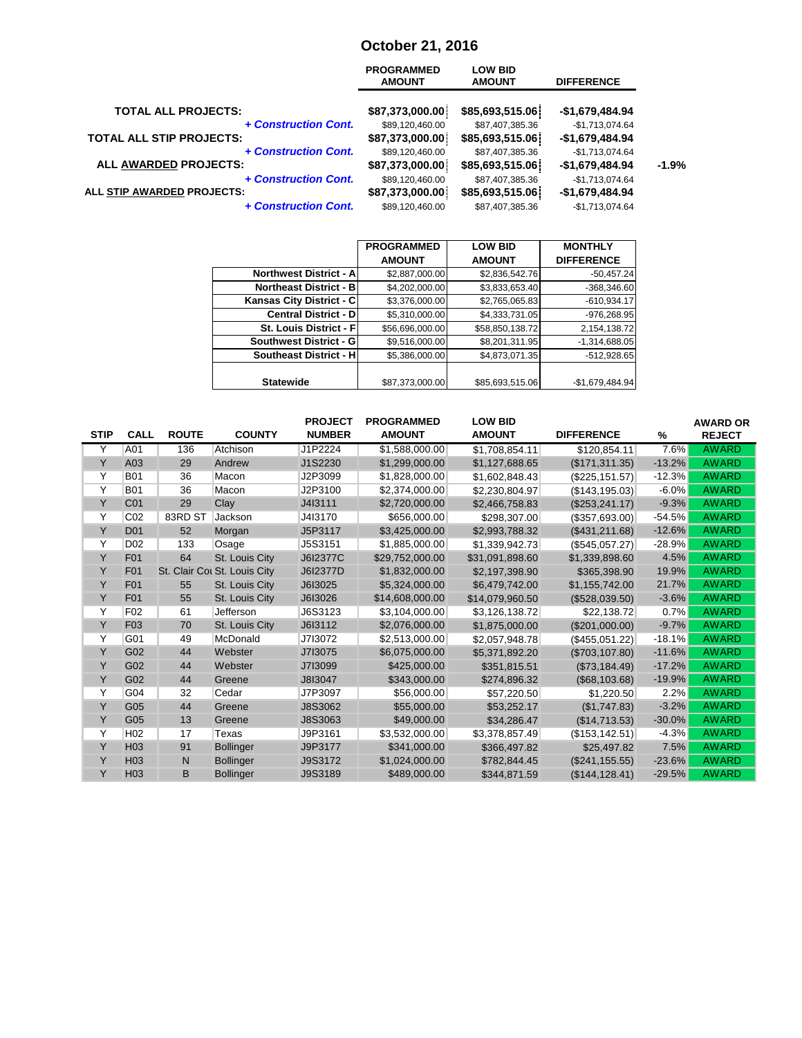# October 21, 2016

| | PROGRAMMED AMOUNT | LOW BID AMOUNT | DIFFERENCE | |
|---|---|---|---|---|
| **TOTAL ALL PROJECTS:** | **$87,373,000.00** | **$85,693,515.06** | **-$1,679,484.94** | |
| *+ Construction Cont.* | $89,120,460.00 | $87,407,385.36 | -$1,713,074.64 | |
| **TOTAL ALL STIP PROJECTS:** | **$87,373,000.00** | **$85,693,515.06** | **-$1,679,484.94** | |
| *+ Construction Cont.* | $89,120,460.00 | $87,407,385.36 | -$1,713,074.64 | |
| **ALL AWARDED PROJECTS:** | **$87,373,000.00** | **$85,693,515.06** | **-$1,679,484.94** | **-1.9%** |
| *+ Construction Cont.* | $89,120,460.00 | $87,407,385.36 | -$1,713,074.64 | |
| **ALL STIP AWARDED PROJECTS:** | **$87,373,000.00** | **$85,693,515.06** | **-$1,679,484.94** | |
| *+ Construction Cont.* | $89,120,460.00 | $87,407,385.36 | -$1,713,074.64 | |

| | PROGRAMMED AMOUNT | LOW BID AMOUNT | MONTHLY DIFFERENCE |
|---|---|---|---|
| **Northwest District - A** | $2,887,000.00 | $2,836,542.76 | -50,457.24 |
| **Northeast District - B** | $4,202,000.00 | $3,833,653.40 | -368,346.60 |
| **Kansas City District - C** | $3,376,000.00 | $2,765,065.83 | -610,934.17 |
| **Central District - D** | $5,310,000.00 | $4,333,731.05 | -976,268.95 |
| **St. Louis District - F** | $56,696,000.00 | $58,850,138.72 | 2,154,138.72 |
| **Southwest District - G** | $9,516,000.00 | $8,201,311.95 | -1,314,688.05 |
| **Southeast District - H** | $5,386,000.00 | $4,873,071.35 | -512,928.65 |
| **Statewide** | $87,373,000.00 | $85,693,515.06 | -$1,679,484.94 |

| STIP | CALL | ROUTE | COUNTY | PROJECT NUMBER | PROGRAMMED AMOUNT | LOW BID AMOUNT | DIFFERENCE | % | AWARD OR REJECT |
|---|---|---|---|---|---|---|---|---|---|
| Y | A01 | 136 | Atchison | J1P2224 | $1,588,000.00 | $1,708,854.11 | $120,854.11 | 7.6% | AWARD |
| Y | A03 | 29 | Andrew | J1S2230 | $1,299,000.00 | $1,127,688.65 | ($171,311.35) | -13.2% | AWARD |
| Y | B01 | 36 | Macon | J2P3099 | $1,828,000.00 | $1,602,848.43 | ($225,151.57) | -12.3% | AWARD |
| Y | B01 | 36 | Macon | J2P3100 | $2,374,000.00 | $2,230,804.97 | ($143,195.03) | -6.0% | AWARD |
| Y | C01 | 29 | Clay | J4I3111 | $2,720,000.00 | $2,466,758.83 | ($253,241.17) | -9.3% | AWARD |
| Y | C02 | 83RD ST | Jackson | J4I3170 | $656,000.00 | $298,307.00 | ($357,693.00) | -54.5% | AWARD |
| Y | D01 | 52 | Morgan | J5P3117 | $3,425,000.00 | $2,993,788.32 | ($431,211.68) | -12.6% | AWARD |
| Y | D02 | 133 | Osage | J5S3151 | $1,885,000.00 | $1,339,942.73 | ($545,057.27) | -28.9% | AWARD |
| Y | F01 | 64 | St. Louis City | J6I2377C | $29,752,000.00 | $31,091,898.60 | $1,339,898.60 | 4.5% | AWARD |
| Y | F01 | St. Clair Cou | St. Louis City | J6I2377D | $1,832,000.00 | $2,197,398.90 | $365,398.90 | 19.9% | AWARD |
| Y | F01 | 55 | St. Louis City | J6I3025 | $5,324,000.00 | $6,479,742.00 | $1,155,742.00 | 21.7% | AWARD |
| Y | F01 | 55 | St. Louis City | J6I3026 | $14,608,000.00 | $14,079,960.50 | ($528,039.50) | -3.6% | AWARD |
| Y | F02 | 61 | Jefferson | J6S3123 | $3,104,000.00 | $3,126,138.72 | $22,138.72 | 0.7% | AWARD |
| Y | F03 | 70 | St. Louis City | J6I3112 | $2,076,000.00 | $1,875,000.00 | ($201,000.00) | -9.7% | AWARD |
| Y | G01 | 49 | McDonald | J7I3072 | $2,513,000.00 | $2,057,948.78 | ($455,051.22) | -18.1% | AWARD |
| Y | G02 | 44 | Webster | J7I3075 | $6,075,000.00 | $5,371,892.20 | ($703,107.80) | -11.6% | AWARD |
| Y | G02 | 44 | Webster | J7I3099 | $425,000.00 | $351,815.51 | ($73,184.49) | -17.2% | AWARD |
| Y | G02 | 44 | Greene | J8I3047 | $343,000.00 | $274,896.32 | ($68,103.68) | -19.9% | AWARD |
| Y | G04 | 32 | Cedar | J7P3097 | $56,000.00 | $57,220.50 | $1,220.50 | 2.2% | AWARD |
| Y | G05 | 44 | Greene | J8S3062 | $55,000.00 | $53,252.17 | ($1,747.83) | -3.2% | AWARD |
| Y | G05 | 13 | Greene | J8S3063 | $49,000.00 | $34,286.47 | ($14,713.53) | -30.0% | AWARD |
| Y | H02 | 17 | Texas | J9P3161 | $3,532,000.00 | $3,378,857.49 | ($153,142.51) | -4.3% | AWARD |
| Y | H03 | 91 | Bollinger | J9P3177 | $341,000.00 | $366,497.82 | $25,497.82 | 7.5% | AWARD |
| Y | H03 | N | Bollinger | J9S3172 | $1,024,000.00 | $782,844.45 | ($241,155.55) | -23.6% | AWARD |
| Y | H03 | B | Bollinger | J9S3189 | $489,000.00 | $344,871.59 | ($144,128.41) | -29.5% | AWARD |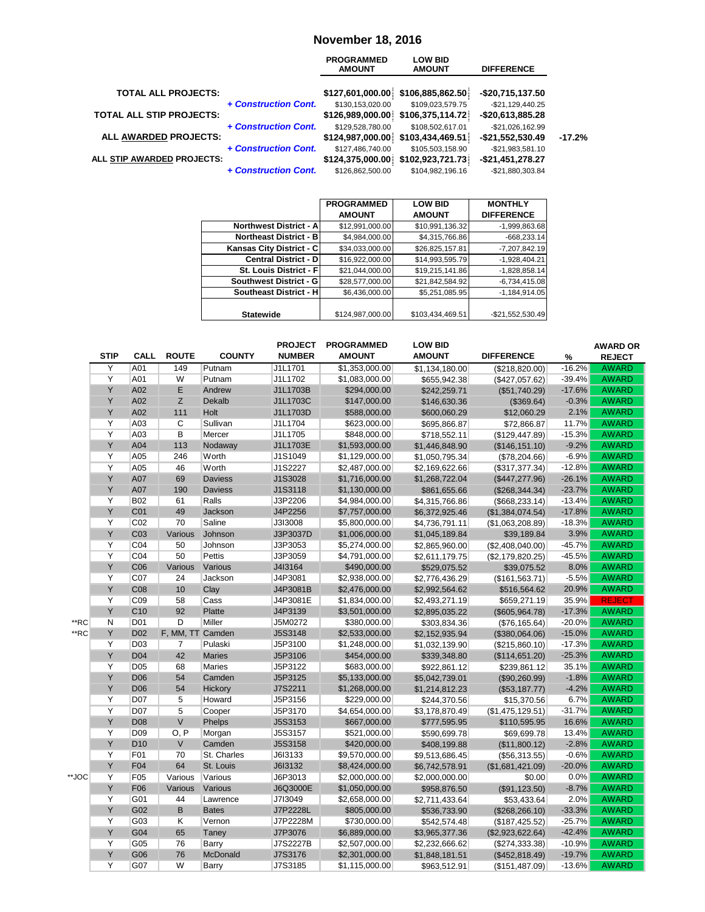# November 18, 2016

| | | PROGRAMMED AMOUNT | LOW BID AMOUNT | DIFFERENCE | |
|---|---|---|---|---|---|
| **TOTAL ALL PROJECTS:** | | **$127,601,000.00** | **$106,885,862.50** | **-$20,715,137.50** | |
| | *+ Construction Cont.* | $130,153,020.00 | $109,023,579.75 | -$21,129,440.25 | |
| **TOTAL ALL STIP PROJECTS:** | | **$126,989,000.00** | **$106,375,114.72** | **-$20,613,885.28** | |
| | *+ Construction Cont.* | $129,528,780.00 | $108,502,617.01 | -$21,026,162.99 | |
| **ALL AWARDED PROJECTS:** | | **$124,987,000.00** | **$103,434,469.51** | **-$21,552,530.49** | **-17.2%** |
| | *+ Construction Cont.* | $127,486,740.00 | $105,503,158.90 | -$21,983,581.10 | |
| **ALL STIP AWARDED PROJECTS:** | | **$124,375,000.00** | **$102,923,721.73** | **-$21,451,278.27** | |
| | *+ Construction Cont.* | $126,862,500.00 | $104,982,196.16 | -$21,880,303.84 | |

| | PROGRAMMED AMOUNT | LOW BID AMOUNT | MONTHLY DIFFERENCE |
|---|---|---|---|
| **Northwest District - A** | $12,991,000.00 | $10,991,136.32 | -1,999,863.68 |
| **Northeast District - B** | $4,984,000.00 | $4,315,766.86 | -668,233.14 |
| **Kansas City District - C** | $34,033,000.00 | $26,825,157.81 | -7,207,842.19 |
| **Central District - D** | $16,922,000.00 | $14,993,595.79 | -1,928,404.21 |
| **St. Louis District - F** | $21,044,000.00 | $19,215,141.86 | -1,828,858.14 |
| **Southwest District - G** | $28,577,000.00 | $21,842,584.92 | -6,734,415.08 |
| **Southeast District - H** | $6,436,000.00 | $5,251,085.95 | -1,184,914.05 |
| **Statewide** | $124,987,000.00 | $103,434,469.51 | -$21,552,530.49 |

| | STIP | CALL | ROUTE | COUNTY | PROJECT NUMBER | PROGRAMMED AMOUNT | LOW BID AMOUNT | DIFFERENCE | % | AWARD OR REJECT |
|---|---|---|---|---|---|---|---|---|---|---|
| | Y | A01 | 149 | Putnam | J1L1701 | $1,353,000.00 | $1,134,180.00 | ($218,820.00) | -16.2% | AWARD |
| | Y | A01 | W | Putnam | J1L1702 | $1,083,000.00 | $655,942.38 | ($427,057.62) | -39.4% | AWARD |
| | Y | A02 | E | Andrew | J1L1703B | $294,000.00 | $242,259.71 | ($51,740.29) | -17.6% | AWARD |
| | Y | A02 | Z | Dekalb | J1L1703C | $147,000.00 | $146,630.36 | ($369.64) | -0.3% | AWARD |
| | Y | A02 | 111 | Holt | J1L1703D | $588,000.00 | $600,060.29 | $12,060.29 | 2.1% | AWARD |
| | Y | A03 | C | Sullivan | J1L1704 | $623,000.00 | $695,866.87 | $72,866.87 | 11.7% | AWARD |
| | Y | A03 | B | Mercer | J1L1705 | $848,000.00 | $718,552.11 | ($129,447.89) | -15.3% | AWARD |
| | Y | A04 | 113 | Nodaway | J1L1703E | $1,593,000.00 | $1,446,848.90 | ($146,151.10) | -9.2% | AWARD |
| | Y | A05 | 246 | Worth | J1S1049 | $1,129,000.00 | $1,050,795.34 | ($78,204.66) | -6.9% | AWARD |
| | Y | A05 | 46 | Worth | J1S2227 | $2,487,000.00 | $2,169,622.66 | ($317,377.34) | -12.8% | AWARD |
| | Y | A07 | 69 | Daviess | J1S3028 | $1,716,000.00 | $1,268,722.04 | ($447,277.96) | -26.1% | AWARD |
| | Y | A07 | 190 | Daviess | J1S3118 | $1,130,000.00 | $861,655.66 | ($268,344.34) | -23.7% | AWARD |
| | Y | B02 | 61 | Ralls | J3P2206 | $4,984,000.00 | $4,315,766.86 | ($668,233.14) | -13.4% | AWARD |
| | Y | C01 | 49 | Jackson | J4P2256 | $7,757,000.00 | $6,372,925.46 | ($1,384,074.54) | -17.8% | AWARD |
| | Y | C02 | 70 | Saline | J3I3008 | $5,800,000.00 | $4,736,791.11 | ($1,063,208.89) | -18.3% | AWARD |
| | Y | C03 | Various | Johnson | J3P3037D | $1,006,000.00 | $1,045,189.84 | $39,189.84 | 3.9% | AWARD |
| | Y | C04 | 50 | Johnson | J3P3053 | $5,274,000.00 | $2,865,960.00 | ($2,408,040.00) | -45.7% | AWARD |
| | Y | C04 | 50 | Pettis | J3P3059 | $4,791,000.00 | $2,611,179.75 | ($2,179,820.25) | -45.5% | AWARD |
| | Y | C06 | Various | Various | J4I3164 | $490,000.00 | $529,075.52 | $39,075.52 | 8.0% | AWARD |
| | Y | C07 | 24 | Jackson | J4P3081 | $2,938,000.00 | $2,776,436.29 | ($161,563.71) | -5.5% | AWARD |
| | Y | C08 | 10 | Clay | J4P3081B | $2,476,000.00 | $2,992,564.62 | $516,564.62 | 20.9% | AWARD |
| | Y | C09 | 58 | Cass | J4P3081E | $1,834,000.00 | $2,493,271.19 | $659,271.19 | 35.9% | REJECT |
| | Y | C10 | 92 | Platte | J4P3139 | $3,501,000.00 | $2,895,035.22 | ($605,964.78) | -17.3% | AWARD |
| **RC | N | D01 | D | Miller | J5M0272 | $380,000.00 | $303,834.36 | ($76,165.64) | -20.0% | AWARD |
| **RC | Y | D02 | F, MM, TT | Camden | J5S3148 | $2,533,000.00 | $2,152,935.94 | ($380,064.06) | -15.0% | AWARD |
| | Y | D03 | 7 | Pulaski | J5P3100 | $1,248,000.00 | $1,032,139.90 | ($215,860.10) | -17.3% | AWARD |
| | Y | D04 | 42 | Maries | J5P3106 | $454,000.00 | $339,348.80 | ($114,651.20) | -25.3% | AWARD |
| | Y | D05 | 68 | Maries | J5P3122 | $683,000.00 | $922,861.12 | $239,861.12 | 35.1% | AWARD |
| | Y | D06 | 54 | Camden | J5P3125 | $5,133,000.00 | $5,042,739.01 | ($90,260.99) | -1.8% | AWARD |
| | Y | D06 | 54 | Hickory | J7S2211 | $1,268,000.00 | $1,214,812.23 | ($53,187.77) | -4.2% | AWARD |
| | Y | D07 | 5 | Howard | J5P3156 | $229,000.00 | $244,370.56 | $15,370.56 | 6.7% | AWARD |
| | Y | D07 | 5 | Cooper | J5P3170 | $4,654,000.00 | $3,178,870.49 | ($1,475,129.51) | -31.7% | AWARD |
| | Y | D08 | V | Phelps | J5S3153 | $667,000.00 | $777,595.95 | $110,595.95 | 16.6% | AWARD |
| | Y | D09 | O, P | Morgan | J5S3157 | $521,000.00 | $590,699.78 | $69,699.78 | 13.4% | AWARD |
| | Y | D10 | V | Camden | J5S3158 | $420,000.00 | $408,199.88 | ($11,800.12) | -2.8% | AWARD |
| | Y | F01 | 70 | St. Charles | J6I3133 | $9,570,000.00 | $9,513,686.45 | ($56,313.55) | -0.6% | AWARD |
| | Y | F04 | 64 | St. Louis | J6I3132 | $8,424,000.00 | $6,742,578.91 | ($1,681,421.09) | -20.0% | AWARD |
| **JOC | Y | F05 | Various | Various | J6P3013 | $2,000,000.00 | $2,000,000.00 | $0.00 | 0.0% | AWARD |
| | Y | F06 | Various | Various | J6Q3000E | $1,050,000.00 | $958,876.50 | ($91,123.50) | -8.7% | AWARD |
| | Y | G01 | 44 | Lawrence | J7I3049 | $2,658,000.00 | $2,711,433.64 | $53,433.64 | 2.0% | AWARD |
| | Y | G02 | B | Bates | J7P2228L | $805,000.00 | $536,733.90 | ($268,266.10) | -33.3% | AWARD |
| | Y | G03 | K | Vernon | J7P2228M | $730,000.00 | $542,574.48 | ($187,425.52) | -25.7% | AWARD |
| | Y | G04 | 65 | Taney | J7P3076 | $6,889,000.00 | $3,965,377.36 | ($2,923,622.64) | -42.4% | AWARD |
| | Y | G05 | 76 | Barry | J7S2227B | $2,507,000.00 | $2,232,666.62 | ($274,333.38) | -10.9% | AWARD |
| | Y | G06 | 76 | McDonald | J7S3176 | $2,301,000.00 | $1,848,181.51 | ($452,818.49) | -19.7% | AWARD |
| | Y | G07 | W | Barry | J7S3185 | $1,115,000.00 | $963,512.91 | ($151,487.09) | -13.6% | AWARD |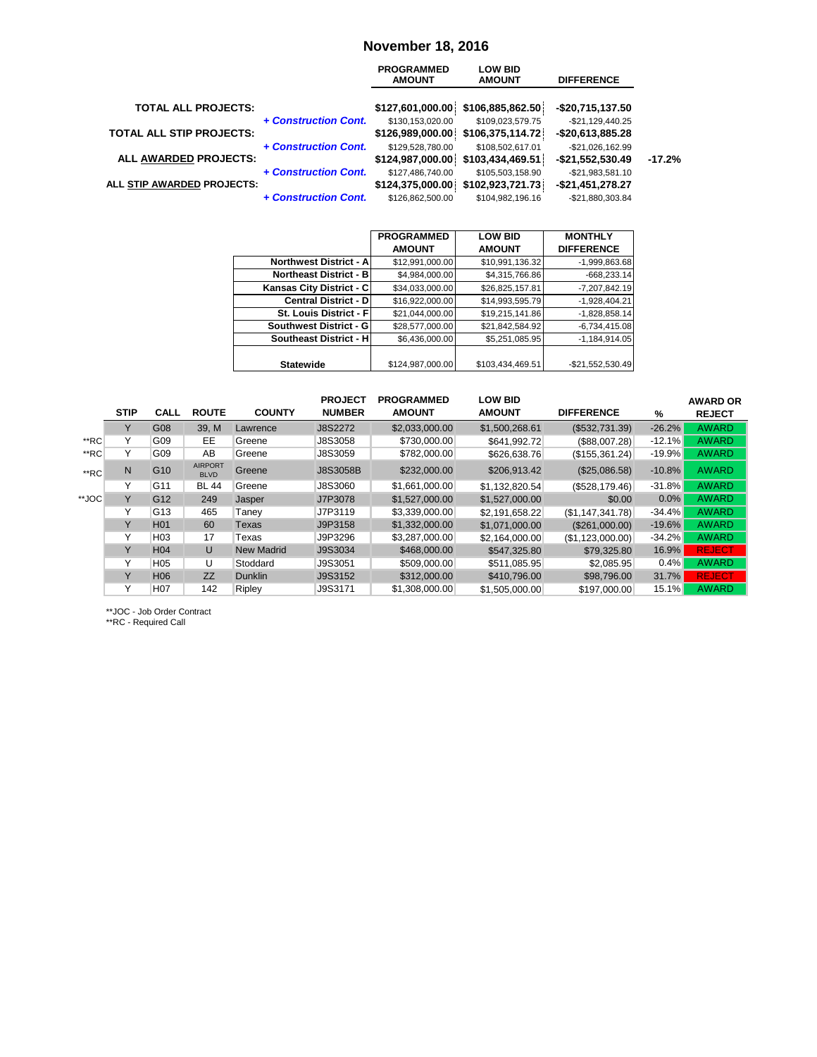# November 18, 2016

| | | PROGRAMMED AMOUNT | LOW BID AMOUNT | DIFFERENCE | |
|---|---|---|---|---|---|
| **TOTAL ALL PROJECTS:** | | **$127,601,000.00** | **$106,885,862.50** | **-$20,715,137.50** | |
| | ***+ Construction Cont.*** | $130,153,020.00 | $109,023,579.75 | -$21,129,440.25 | |
| **TOTAL ALL STIP PROJECTS:** | | **$126,989,000.00** | **$106,375,114.72** | **-$20,613,885.28** | |
| | ***+ Construction Cont.*** | $129,528,780.00 | $108,502,617.01 | -$21,026,162.99 | |
| **ALL AWARDED PROJECTS:** | | **$124,987,000.00** | **$103,434,469.51** | **-$21,552,530.49** | **-17.2%** |
| | ***+ Construction Cont.*** | $127,486,740.00 | $105,503,158.90 | -$21,983,581.10 | |
| **ALL STIP AWARDED PROJECTS:** | | **$124,375,000.00** | **$102,923,721.73** | **-$21,451,278.27** | |
| | ***+ Construction Cont.*** | $126,862,500.00 | $104,982,196.16 | -$21,880,303.84 | |

| | PROGRAMMED AMOUNT | LOW BID AMOUNT | MONTHLY DIFFERENCE |
|---|---|---|---|
| **Northwest District - A** | $12,991,000.00 | $10,991,136.32 | -1,999,863.68 |
| **Northeast District - B** | $4,984,000.00 | $4,315,766.86 | -668,233.14 |
| **Kansas City District - C** | $34,033,000.00 | $26,825,157.81 | -7,207,842.19 |
| **Central District - D** | $16,922,000.00 | $14,993,595.79 | -1,928,404.21 |
| **St. Louis District - F** | $21,044,000.00 | $19,215,141.86 | -1,828,858.14 |
| **Southwest District - G** | $28,577,000.00 | $21,842,584.92 | -6,734,415.08 |
| **Southeast District - H** | $6,436,000.00 | $5,251,085.95 | -1,184,914.05 |
| **Statewide** | $124,987,000.00 | $103,434,469.51 | -$21,552,530.49 |

| | STIP | CALL | ROUTE | COUNTY | PROJECT NUMBER | PROGRAMMED AMOUNT | LOW BID AMOUNT | DIFFERENCE | % | AWARD OR REJECT |
|---|---|---|---|---|---|---|---|---|---|---|
| | Y | G08 | 39, M | Lawrence | J8S2272 | $2,033,000.00 | $1,500,268.61 | ($532,731.39) | -26.2% | AWARD |
| **RC | Y | G09 | EE | Greene | J8S3058 | $730,000.00 | $641,992.72 | ($88,007.28) | -12.1% | AWARD |
| **RC | Y | G09 | AB | Greene | J8S3059 | $782,000.00 | $626,638.76 | ($155,361.24) | -19.9% | AWARD |
| **RC | N | G10 | AIRPORT BLVD | Greene | J8S3058B | $232,000.00 | $206,913.42 | ($25,086.58) | -10.8% | AWARD |
| | Y | G11 | BL 44 | Greene | J8S3060 | $1,661,000.00 | $1,132,820.54 | ($528,179.46) | -31.8% | AWARD |
| **JOC | Y | G12 | 249 | Jasper | J7P3078 | $1,527,000.00 | $1,527,000.00 | $0.00 | 0.0% | AWARD |
| | Y | G13 | 465 | Taney | J7P3119 | $3,339,000.00 | $2,191,658.22 | ($1,147,341.78) | -34.4% | AWARD |
| | Y | H01 | 60 | Texas | J9P3158 | $1,332,000.00 | $1,071,000.00 | ($261,000.00) | -19.6% | AWARD |
| | Y | H03 | 17 | Texas | J9P3296 | $3,287,000.00 | $2,164,000.00 | ($1,123,000.00) | -34.2% | AWARD |
| | Y | H04 | U | New Madrid | J9S3034 | $468,000.00 | $547,325.80 | $79,325.80 | 16.9% | REJECT |
| | Y | H05 | U | Stoddard | J9S3051 | $509,000.00 | $511,085.95 | $2,085.95 | 0.4% | AWARD |
| | Y | H06 | ZZ | Dunklin | J9S3152 | $312,000.00 | $410,796.00 | $98,796.00 | 31.7% | REJECT |
| | Y | H07 | 142 | Ripley | J9S3171 | $1,308,000.00 | $1,505,000.00 | $197,000.00 | 15.1% | AWARD |

**JOC - Job Order Contract
**RC - Required Call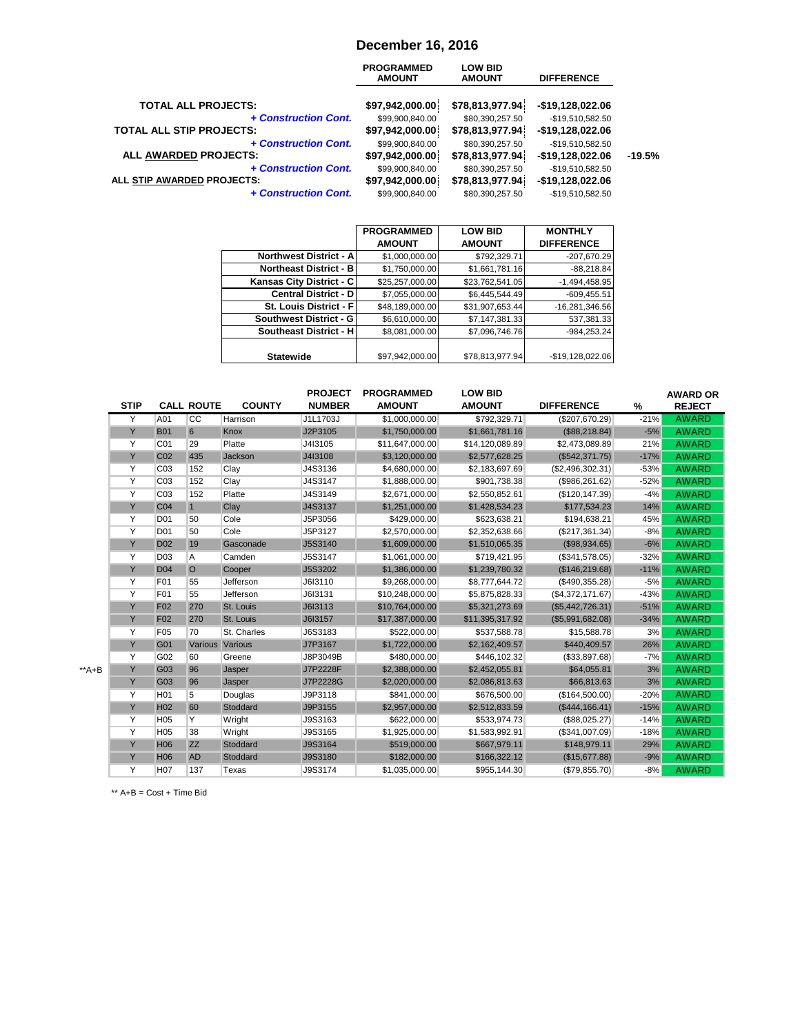## December 16, 2016

| | PROGRAMMED AMOUNT | LOW BID AMOUNT | DIFFERENCE | |
|---|---|---|---|---|
| **TOTAL ALL PROJECTS:** | **$97,942,000.00** | **$78,813,977.94** | **-$19,128,022.06** | |
| ***+ Construction Cont.*** | $99,900,840.00 | $80,390,257.50 | -$19,510,582.50 | |
| **TOTAL ALL STIP PROJECTS:** | **$97,942,000.00** | **$78,813,977.94** | **-$19,128,022.06** | |
| ***+ Construction Cont.*** | $99,900,840.00 | $80,390,257.50 | -$19,510,582.50 | |
| **ALL AWARDED PROJECTS:** | **$97,942,000.00** | **$78,813,977.94** | **-$19,128,022.06** | **-19.5%** |
| ***+ Construction Cont.*** | $99,900,840.00 | $80,390,257.50 | -$19,510,582.50 | |
| **ALL STIP AWARDED PROJECTS:** | **$97,942,000.00** | **$78,813,977.94** | **-$19,128,022.06** | |
| ***+ Construction Cont.*** | $99,900,840.00 | $80,390,257.50 | -$19,510,582.50 | |

| | PROGRAMMED AMOUNT | LOW BID AMOUNT | MONTHLY DIFFERENCE |
|---|---|---|---|
| **Northwest District - A** | $1,000,000.00 | $792,329.71 | -207,670.29 |
| **Northeast District - B** | $1,750,000.00 | $1,661,781.16 | -88,218.84 |
| **Kansas City District - C** | $25,257,000.00 | $23,762,541.05 | -1,494,458.95 |
| **Central District - D** | $7,055,000.00 | $6,445,544.49 | -609,455.51 |
| **St. Louis District - F** | $48,189,000.00 | $31,907,653.44 | -16,281,346.56 |
| **Southwest District - G** | $6,610,000.00 | $7,147,381.33 | 537,381.33 |
| **Southeast District - H** | $8,081,000.00 | $7,096,746.76 | -984,253.24 |
| **Statewide** | $97,942,000.00 | $78,813,977.94 | -$19,128,022.06 |

| | STIP | CALL | ROUTE | COUNTY | PROJECT NUMBER | PROGRAMMED AMOUNT | LOW BID AMOUNT | DIFFERENCE | % | AWARD OR REJECT |
|---|---|---|---|---|---|---|---|---|---|---|
| | Y | A01 | CC | Harrison | J1L1703J | $1,000,000.00 | $792,329.71 | ($207,670.29) | -21% | AWARD |
| | Y | B01 | 6 | Knox | J2P3105 | $1,750,000.00 | $1,661,781.16 | ($88,218.84) | -5% | AWARD |
| | Y | C01 | 29 | Platte | J4I3105 | $11,647,000.00 | $14,120,089.89 | $2,473,089.89 | 21% | AWARD |
| | Y | C02 | 435 | Jackson | J4I3108 | $3,120,000.00 | $2,577,628.25 | ($542,371.75) | -17% | AWARD |
| | Y | C03 | 152 | Clay | J4S3136 | $4,680,000.00 | $2,183,697.69 | ($2,496,302.31) | -53% | AWARD |
| | Y | C03 | 152 | Clay | J4S3147 | $1,888,000.00 | $901,738.38 | ($986,261.62) | -52% | AWARD |
| | Y | C03 | 152 | Platte | J4S3149 | $2,671,000.00 | $2,550,852.61 | ($120,147.39) | -4% | AWARD |
| | Y | C04 | 1 | Clay | J4S3137 | $1,251,000.00 | $1,428,534.23 | $177,534.23 | 14% | AWARD |
| | Y | D01 | 50 | Cole | J5P3056 | $429,000.00 | $623,638.21 | $194,638.21 | 45% | AWARD |
| | Y | D01 | 50 | Cole | J5P3127 | $2,570,000.00 | $2,352,638.66 | ($217,361.34) | -8% | AWARD |
| | Y | D02 | 19 | Gasconade | J5S3140 | $1,609,000.00 | $1,510,065.35 | ($98,934.65) | -6% | AWARD |
| | Y | D03 | A | Camden | J5S3147 | $1,061,000.00 | $719,421.95 | ($341,578.05) | -32% | AWARD |
| | Y | D04 | O | Cooper | J5S3202 | $1,386,000.00 | $1,239,780.32 | ($146,219.68) | -11% | AWARD |
| | Y | F01 | 55 | Jefferson | J6I3110 | $9,268,000.00 | $8,777,644.72 | ($490,355.28) | -5% | AWARD |
| | Y | F01 | 55 | Jefferson | J6I3131 | $10,248,000.00 | $5,875,828.33 | ($4,372,171.67) | -43% | AWARD |
| | Y | F02 | 270 | St. Louis | J6I3113 | $10,764,000.00 | $5,321,273.69 | ($5,442,726.31) | -51% | AWARD |
| | Y | F02 | 270 | St. Louis | J6I3157 | $17,387,000.00 | $11,395,317.92 | ($5,991,682.08) | -34% | AWARD |
| | Y | F05 | 70 | St. Charles | J6S3183 | $522,000.00 | $537,588.78 | $15,588.78 | 3% | AWARD |
| | Y | G01 | Various | Various | J7P3167 | $1,722,000.00 | $2,162,409.57 | $440,409.57 | 26% | AWARD |
| | Y | G02 | 60 | Greene | J8P3049B | $480,000.00 | $446,102.32 | ($33,897.68) | -7% | AWARD |
| **A+B | Y | G03 | 96 | Jasper | J7P2228F | $2,388,000.00 | $2,452,055.81 | $64,055.81 | 3% | AWARD |
| | Y | G03 | 96 | Jasper | J7P2228G | $2,020,000.00 | $2,086,813.63 | $66,813.63 | 3% | AWARD |
| | Y | H01 | 5 | Douglas | J9P3118 | $841,000.00 | $676,500.00 | ($164,500.00) | -20% | AWARD |
| | Y | H02 | 60 | Stoddard | J9P3155 | $2,957,000.00 | $2,512,833.59 | ($444,166.41) | -15% | AWARD |
| | Y | H05 | Y | Wright | J9S3163 | $622,000.00 | $533,974.73 | ($88,025.27) | -14% | AWARD |
| | Y | H05 | 38 | Wright | J9S3165 | $1,925,000.00 | $1,583,992.91 | ($341,007.09) | -18% | AWARD |
| | Y | H06 | ZZ | Stoddard | J9S3164 | $519,000.00 | $667,979.11 | $148,979.11 | 29% | AWARD |
| | Y | H06 | AD | Stoddard | J9S3180 | $182,000.00 | $166,322.12 | ($15,677.88) | -9% | AWARD |
| | Y | H07 | 137 | Texas | J9S3174 | $1,035,000.00 | $955,144.30 | ($79,855.70) | -8% | AWARD |

** A+B = Cost + Time Bid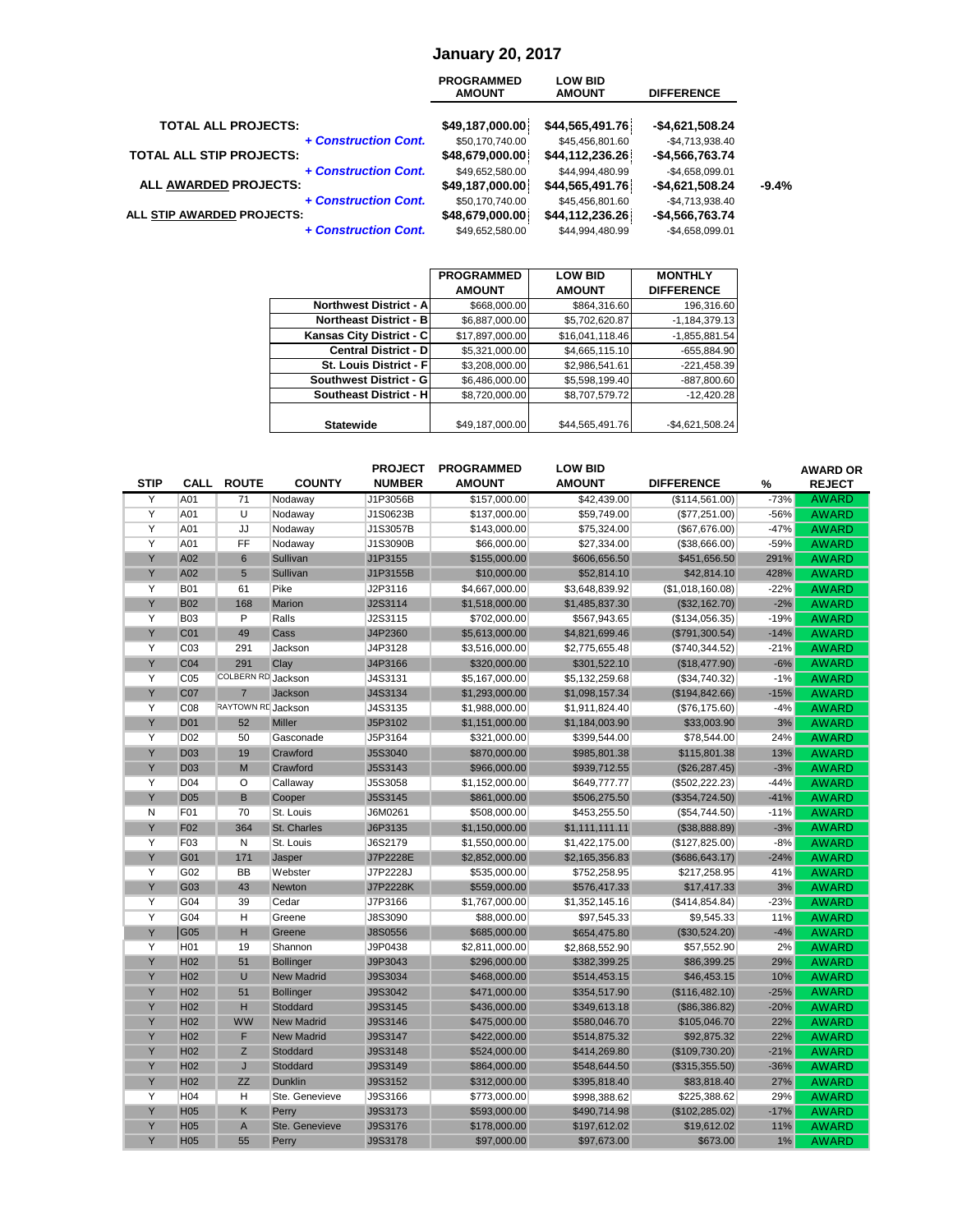# January 20, 2017

| | PROGRAMMED AMOUNT | LOW BID AMOUNT | DIFFERENCE | |
|---|---|---|---|---|
| **TOTAL ALL PROJECTS:** | **$49,187,000.00** | **$44,565,491.76** | **-$4,621,508.24** | |
| ***+ Construction Cont.*** | $50,170,740.00 | $45,456,801.60 | -$4,713,938.40 | |
| **TOTAL ALL STIP PROJECTS:** | **$48,679,000.00** | **$44,112,236.26** | **-$4,566,763.74** | |
| ***+ Construction Cont.*** | $49,652,580.00 | $44,994,480.99 | -$4,658,099.01 | |
| **ALL AWARDED PROJECTS:** | **$49,187,000.00** | **$44,565,491.76** | **-$4,621,508.24** | **-9.4%** |
| ***+ Construction Cont.*** | $50,170,740.00 | $45,456,801.60 | -$4,713,938.40 | |
| **ALL STIP AWARDED PROJECTS:** | **$48,679,000.00** | **$44,112,236.26** | **-$4,566,763.74** | |
| ***+ Construction Cont.*** | $49,652,580.00 | $44,994,480.99 | -$4,658,099.01 | |

| | PROGRAMMED AMOUNT | LOW BID AMOUNT | MONTHLY DIFFERENCE |
|---|---|---|---|
| **Northwest District - A** | $668,000.00 | $864,316.60 | 196,316.60 |
| **Northeast District - B** | $6,887,000.00 | $5,702,620.87 | -1,184,379.13 |
| **Kansas City District - C** | $17,897,000.00 | $16,041,118.46 | -1,855,881.54 |
| **Central District - D** | $5,321,000.00 | $4,665,115.10 | -655,884.90 |
| **St. Louis District - F** | $3,208,000.00 | $2,986,541.61 | -221,458.39 |
| **Southwest District - G** | $6,486,000.00 | $5,598,199.40 | -887,800.60 |
| **Southeast District - H** | $8,720,000.00 | $8,707,579.72 | -12,420.28 |
| **Statewide** | $49,187,000.00 | $44,565,491.76 | -$4,621,508.24 |

| STIP | CALL | ROUTE | COUNTY | PROJECT NUMBER | PROGRAMMED AMOUNT | LOW BID AMOUNT | DIFFERENCE | % | AWARD OR REJECT |
|---|---|---|---|---|---|---|---|---|---|
| Y | A01 | 71 | Nodaway | J1P3056B | $157,000.00 | $42,439.00 | ($114,561.00) | -73% | AWARD |
| Y | A01 | U | Nodaway | J1S0623B | $137,000.00 | $59,749.00 | ($77,251.00) | -56% | AWARD |
| Y | A01 | JJ | Nodaway | J1S3057B | $143,000.00 | $75,324.00 | ($67,676.00) | -47% | AWARD |
| Y | A01 | FF | Nodaway | J1S3090B | $66,000.00 | $27,334.00 | ($38,666.00) | -59% | AWARD |
| Y | A02 | 6 | Sullivan | J1P3155 | $155,000.00 | $606,656.50 | $451,656.50 | 291% | AWARD |
| Y | A02 | 5 | Sullivan | J1P3155B | $10,000.00 | $52,814.10 | $42,814.10 | 428% | AWARD |
| Y | B01 | 61 | Pike | J2P3116 | $4,667,000.00 | $3,648,839.92 | ($1,018,160.08) | -22% | AWARD |
| Y | B02 | 168 | Marion | J2S3114 | $1,518,000.00 | $1,485,837.30 | ($32,162.70) | -2% | AWARD |
| Y | B03 | P | Ralls | J2S3115 | $702,000.00 | $567,943.65 | ($134,056.35) | -19% | AWARD |
| Y | C01 | 49 | Cass | J4P2360 | $5,613,000.00 | $4,821,699.46 | ($791,300.54) | -14% | AWARD |
| Y | C03 | 291 | Jackson | J4P3128 | $3,516,000.00 | $2,775,655.48 | ($740,344.52) | -21% | AWARD |
| Y | C04 | 291 | Clay | J4P3166 | $320,000.00 | $301,522.10 | ($18,477.90) | -6% | AWARD |
| Y | C05 | COLBERN RD | Jackson | J4S3131 | $5,167,000.00 | $5,132,259.68 | ($34,740.32) | -1% | AWARD |
| Y | C07 | 7 | Jackson | J4S3134 | $1,293,000.00 | $1,098,157.34 | ($194,842.66) | -15% | AWARD |
| Y | C08 | RAYTOWN RD | Jackson | J4S3135 | $1,988,000.00 | $1,911,824.40 | ($76,175.60) | -4% | AWARD |
| Y | D01 | 52 | Miller | J5P3102 | $1,151,000.00 | $1,184,003.90 | $33,003.90 | 3% | AWARD |
| Y | D02 | 50 | Gasconade | J5P3164 | $321,000.00 | $399,544.00 | $78,544.00 | 24% | AWARD |
| Y | D03 | 19 | Crawford | J5S3040 | $870,000.00 | $985,801.38 | $115,801.38 | 13% | AWARD |
| Y | D03 | M | Crawford | J5S3143 | $966,000.00 | $939,712.55 | ($26,287.45) | -3% | AWARD |
| Y | D04 | O | Callaway | J5S3058 | $1,152,000.00 | $649,777.77 | ($502,222.23) | -44% | AWARD |
| Y | D05 | B | Cooper | J5S3145 | $861,000.00 | $506,275.50 | ($354,724.50) | -41% | AWARD |
| N | F01 | 70 | St. Louis | J6M0261 | $508,000.00 | $453,255.50 | ($54,744.50) | -11% | AWARD |
| Y | F02 | 364 | St. Charles | J6P3135 | $1,150,000.00 | $1,111,111.11 | ($38,888.89) | -3% | AWARD |
| Y | F03 | N | St. Louis | J6S2179 | $1,550,000.00 | $1,422,175.00 | ($127,825.00) | -8% | AWARD |
| Y | G01 | 171 | Jasper | J7P2228E | $2,852,000.00 | $2,165,356.83 | ($686,643.17) | -24% | AWARD |
| Y | G02 | BB | Webster | J7P2228J | $535,000.00 | $752,258.95 | $217,258.95 | 41% | AWARD |
| Y | G03 | 43 | Newton | J7P2228K | $559,000.00 | $576,417.33 | $17,417.33 | 3% | AWARD |
| Y | G04 | 39 | Cedar | J7P3166 | $1,767,000.00 | $1,352,145.16 | ($414,854.84) | -23% | AWARD |
| Y | G04 | H | Greene | J8S3090 | $88,000.00 | $97,545.33 | $9,545.33 | 11% | AWARD |
| Y | G05 | H | Greene | J8S0556 | $685,000.00 | $654,475.80 | ($30,524.20) | -4% | AWARD |
| Y | H01 | 19 | Shannon | J9P0438 | $2,811,000.00 | $2,868,552.90 | $57,552.90 | 2% | AWARD |
| Y | H02 | 51 | Bollinger | J9P3043 | $296,000.00 | $382,399.25 | $86,399.25 | 29% | AWARD |
| Y | H02 | U | New Madrid | J9S3034 | $468,000.00 | $514,453.15 | $46,453.15 | 10% | AWARD |
| Y | H02 | 51 | Bollinger | J9S3042 | $471,000.00 | $354,517.90 | ($116,482.10) | -25% | AWARD |
| Y | H02 | H | Stoddard | J9S3145 | $436,000.00 | $349,613.18 | ($86,386.82) | -20% | AWARD |
| Y | H02 | WW | New Madrid | J9S3146 | $475,000.00 | $580,046.70 | $105,046.70 | 22% | AWARD |
| Y | H02 | F | New Madrid | J9S3147 | $422,000.00 | $514,875.32 | $92,875.32 | 22% | AWARD |
| Y | H02 | Z | Stoddard | J9S3148 | $524,000.00 | $414,269.80 | ($109,730.20) | -21% | AWARD |
| Y | H02 | J | Stoddard | J9S3149 | $864,000.00 | $548,644.50 | ($315,355.50) | -36% | AWARD |
| Y | H02 | ZZ | Dunklin | J9S3152 | $312,000.00 | $395,818.40 | $83,818.40 | 27% | AWARD |
| Y | H04 | H | Ste. Genevieve | J9S3166 | $773,000.00 | $998,388.62 | $225,388.62 | 29% | AWARD |
| Y | H05 | K | Perry | J9S3173 | $593,000.00 | $490,714.98 | ($102,285.02) | -17% | AWARD |
| Y | H05 | A | Ste. Genevieve | J9S3176 | $178,000.00 | $197,612.02 | $19,612.02 | 11% | AWARD |
| Y | H05 | 55 | Perry | J9S3178 | $97,000.00 | $97,673.00 | $673.00 | 1% | AWARD |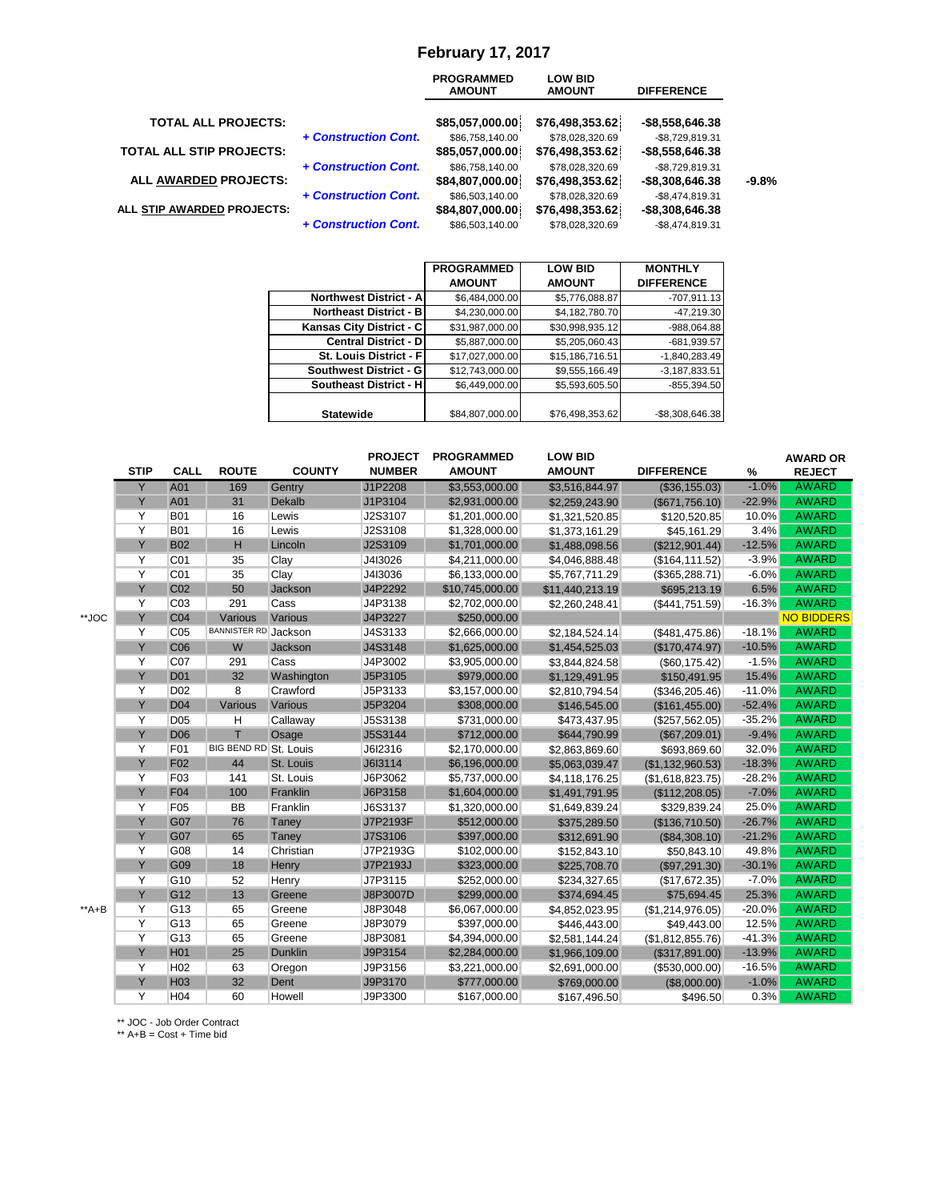# February 17, 2017

| | | PROGRAMMED AMOUNT | LOW BID AMOUNT | DIFFERENCE | |
|---|---|---|---|---|---|
| **TOTAL ALL PROJECTS:** | | **$85,057,000.00** | **$76,498,353.62** | **-$8,558,646.38** | |
| | ***+ Construction Cont.*** | $86,758,140.00 | $78,028,320.69 | -$8,729,819.31 | |
| **TOTAL ALL STIP PROJECTS:** | | **$85,057,000.00** | **$76,498,353.62** | **-$8,558,646.38** | |
| | ***+ Construction Cont.*** | $86,758,140.00 | $78,028,320.69 | -$8,729,819.31 | |
| **ALL AWARDED PROJECTS:** | | **$84,807,000.00** | **$76,498,353.62** | **-$8,308,646.38** | **-9.8%** |
| | ***+ Construction Cont.*** | $86,503,140.00 | $78,028,320.69 | -$8,474,819.31 | |
| **ALL STIP AWARDED PROJECTS:** | | **$84,807,000.00** | **$76,498,353.62** | **-$8,308,646.38** | |
| | ***+ Construction Cont.*** | $86,503,140.00 | $78,028,320.69 | -$8,474,819.31 | |

| | PROGRAMMED AMOUNT | LOW BID AMOUNT | MONTHLY DIFFERENCE |
|---|---|---|---|
| **Northwest District - A** | $6,484,000.00 | $5,776,088.87 | -707,911.13 |
| **Northeast District - B** | $4,230,000.00 | $4,182,780.70 | -47,219.30 |
| **Kansas City District - C** | $31,987,000.00 | $30,998,935.12 | -988,064.88 |
| **Central District - D** | $5,887,000.00 | $5,205,060.43 | -681,939.57 |
| **St. Louis District - F** | $17,027,000.00 | $15,186,716.51 | -1,840,283.49 |
| **Southwest District - G** | $12,743,000.00 | $9,555,166.49 | -3,187,833.51 |
| **Southeast District - H** | $6,449,000.00 | $5,593,605.50 | -855,394.50 |
| **Statewide** | $84,807,000.00 | $76,498,353.62 | -$8,308,646.38 |

| | STIP | CALL | ROUTE | COUNTY | PROJECT NUMBER | PROGRAMMED AMOUNT | LOW BID AMOUNT | DIFFERENCE | % | AWARD OR REJECT |
|---|---|---|---|---|---|---|---|---|---|---|
| | Y | A01 | 169 | Gentry | J1P2208 | $3,553,000.00 | $3,516,844.97 | ($36,155.03) | -1.0% | AWARD |
| | Y | A01 | 31 | Dekalb | J1P3104 | $2,931,000.00 | $2,259,243.90 | ($671,756.10) | -22.9% | AWARD |
| | Y | B01 | 16 | Lewis | J2S3107 | $1,201,000.00 | $1,321,520.85 | $120,520.85 | 10.0% | AWARD |
| | Y | B01 | 16 | Lewis | J2S3108 | $1,328,000.00 | $1,373,161.29 | $45,161.29 | 3.4% | AWARD |
| | Y | B02 | H | Lincoln | J2S3109 | $1,701,000.00 | $1,488,098.56 | ($212,901.44) | -12.5% | AWARD |
| | Y | C01 | 35 | Clay | J4I3026 | $4,211,000.00 | $4,046,888.48 | ($164,111.52) | -3.9% | AWARD |
| | Y | C01 | 35 | Clay | J4I3036 | $6,133,000.00 | $5,767,711.29 | ($365,288.71) | -6.0% | AWARD |
| | Y | C02 | 50 | Jackson | J4P2292 | $10,745,000.00 | $11,440,213.19 | $695,213.19 | 6.5% | AWARD |
| | Y | C03 | 291 | Cass | J4P3138 | $2,702,000.00 | $2,260,248.41 | ($441,751.59) | -16.3% | AWARD |
| **JOC | Y | C04 | Various | Various | J4P3227 | $250,000.00 | | | | NO BIDDERS |
| | Y | C05 | BANNISTER RD | Jackson | J4S3133 | $2,666,000.00 | $2,184,524.14 | ($481,475.86) | -18.1% | AWARD |
| | Y | C06 | W | Jackson | J4S3148 | $1,625,000.00 | $1,454,525.03 | ($170,474.97) | -10.5% | AWARD |
| | Y | C07 | 291 | Cass | J4P3002 | $3,905,000.00 | $3,844,824.58 | ($60,175.42) | -1.5% | AWARD |
| | Y | D01 | 32 | Washington | J5P3105 | $979,000.00 | $1,129,491.95 | $150,491.95 | 15.4% | AWARD |
| | Y | D02 | 8 | Crawford | J5P3133 | $3,157,000.00 | $2,810,794.54 | ($346,205.46) | -11.0% | AWARD |
| | Y | D04 | Various | Various | J5P3204 | $308,000.00 | $146,545.00 | ($161,455.00) | -52.4% | AWARD |
| | Y | D05 | H | Callaway | J5S3138 | $731,000.00 | $473,437.95 | ($257,562.05) | -35.2% | AWARD |
| | Y | D06 | T | Osage | J5S3144 | $712,000.00 | $644,790.99 | ($67,209.01) | -9.4% | AWARD |
| | Y | F01 | BIG BEND RD | St. Louis | J6I2316 | $2,170,000.00 | $2,863,869.60 | $693,869.60 | 32.0% | AWARD |
| | Y | F02 | 44 | St. Louis | J6I3114 | $6,196,000.00 | $5,063,039.47 | ($1,132,960.53) | -18.3% | AWARD |
| | Y | F03 | 141 | St. Louis | J6P3062 | $5,737,000.00 | $4,118,176.25 | ($1,618,823.75) | -28.2% | AWARD |
| | Y | F04 | 100 | Franklin | J6P3158 | $1,604,000.00 | $1,491,791.95 | ($112,208.05) | -7.0% | AWARD |
| | Y | F05 | BB | Franklin | J6S3137 | $1,320,000.00 | $1,649,839.24 | $329,839.24 | 25.0% | AWARD |
| | Y | G07 | 76 | Taney | J7P2193F | $512,000.00 | $375,289.50 | ($136,710.50) | -26.7% | AWARD |
| | Y | G07 | 65 | Taney | J7S3106 | $397,000.00 | $312,691.90 | ($84,308.10) | -21.2% | AWARD |
| | Y | G08 | 14 | Christian | J7P2193G | $102,000.00 | $152,843.10 | $50,843.10 | 49.8% | AWARD |
| | Y | G09 | 18 | Henry | J7P2193J | $323,000.00 | $225,708.70 | ($97,291.30) | -30.1% | AWARD |
| | Y | G10 | 52 | Henry | J7P3115 | $252,000.00 | $234,327.65 | ($17,672.35) | -7.0% | AWARD |
| | Y | G12 | 13 | Greene | J8P3007D | $299,000.00 | $374,694.45 | $75,694.45 | 25.3% | AWARD |
| **A+B | Y | G13 | 65 | Greene | J8P3048 | $6,067,000.00 | $4,852,023.95 | ($1,214,976.05) | -20.0% | AWARD |
| | Y | G13 | 65 | Greene | J8P3079 | $397,000.00 | $446,443.00 | $49,443.00 | 12.5% | AWARD |
| | Y | G13 | 65 | Greene | J8P3081 | $4,394,000.00 | $2,581,144.24 | ($1,812,855.76) | -41.3% | AWARD |
| | Y | H01 | 25 | Dunklin | J9P3154 | $2,284,000.00 | $1,966,109.00 | ($317,891.00) | -13.9% | AWARD |
| | Y | H02 | 63 | Oregon | J9P3156 | $3,221,000.00 | $2,691,000.00 | ($530,000.00) | -16.5% | AWARD |
| | Y | H03 | 32 | Dent | J9P3170 | $777,000.00 | $769,000.00 | ($8,000.00) | -1.0% | AWARD |
| | Y | H04 | 60 | Howell | J9P3300 | $167,000.00 | $167,496.50 | $496.50 | 0.3% | AWARD |

** JOC - Job Order Contract

** A+B = Cost + Time bid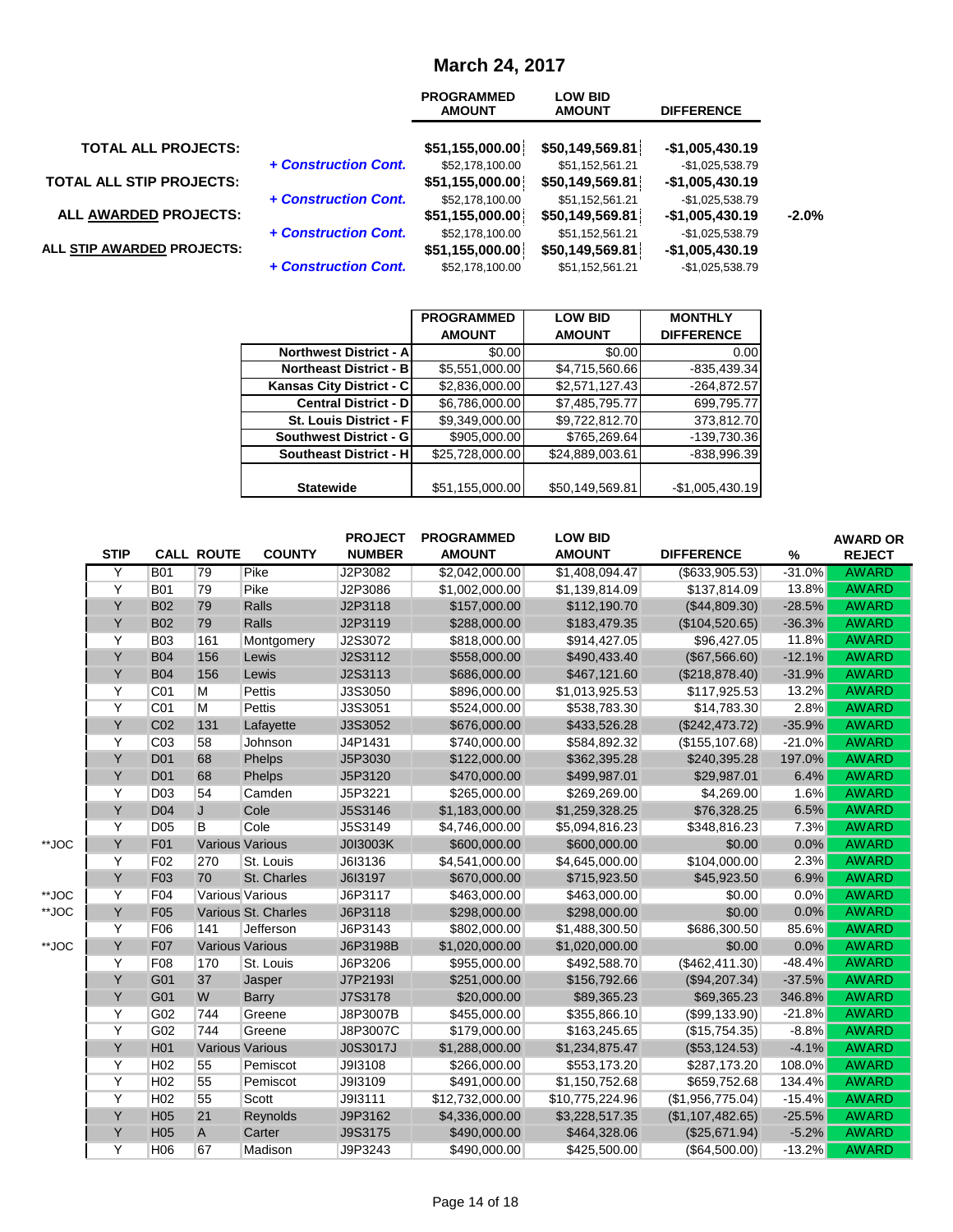# March 24, 2017

| | | PROGRAMMED AMOUNT | LOW BID AMOUNT | DIFFERENCE | |
|---|---|---|---|---|---|
| **TOTAL ALL PROJECTS:** | | **$51,155,000.00** | **$50,149,569.81** | **-$1,005,430.19** | |
| | ***+ Construction Cont.*** | $52,178,100.00 | $51,152,561.21 | -$1,025,538.79 | |
| **TOTAL ALL STIP PROJECTS:** | | **$51,155,000.00** | **$50,149,569.81** | **-$1,005,430.19** | |
| | ***+ Construction Cont.*** | $52,178,100.00 | $51,152,561.21 | -$1,025,538.79 | |
| **ALL AWARDED PROJECTS:** | | **$51,155,000.00** | **$50,149,569.81** | **-$1,005,430.19** | **-2.0%** |
| | ***+ Construction Cont.*** | $52,178,100.00 | $51,152,561.21 | -$1,025,538.79 | |
| **ALL STIP AWARDED PROJECTS:** | | **$51,155,000.00** | **$50,149,569.81** | **-$1,005,430.19** | |
| | ***+ Construction Cont.*** | $52,178,100.00 | $51,152,561.21 | -$1,025,538.79 | |

| | PROGRAMMED AMOUNT | LOW BID AMOUNT | MONTHLY DIFFERENCE |
|---|---|---|---|
| **Northwest District - A** | $0.00 | $0.00 | 0.00 |
| **Northeast District - B** | $5,551,000.00 | $4,715,560.66 | -835,439.34 |
| **Kansas City District - C** | $2,836,000.00 | $2,571,127.43 | -264,872.57 |
| **Central District - D** | $6,786,000.00 | $7,485,795.77 | 699,795.77 |
| **St. Louis District - F** | $9,349,000.00 | $9,722,812.70 | 373,812.70 |
| **Southwest District - G** | $905,000.00 | $765,269.64 | -139,730.36 |
| **Southeast District - H** | $25,728,000.00 | $24,889,003.61 | -838,996.39 |
| **Statewide** | $51,155,000.00 | $50,149,569.81 | -$1,005,430.19 |

| | STIP | CALL | ROUTE | COUNTY | PROJECT NUMBER | PROGRAMMED AMOUNT | LOW BID AMOUNT | DIFFERENCE | % | AWARD OR REJECT |
|---|---|---|---|---|---|---|---|---|---|---|
| | Y | B01 | 79 | Pike | J2P3082 | $2,042,000.00 | $1,408,094.47 | ($633,905.53) | -31.0% | AWARD |
| | Y | B01 | 79 | Pike | J2P3086 | $1,002,000.00 | $1,139,814.09 | $137,814.09 | 13.8% | AWARD |
| | Y | B02 | 79 | Ralls | J2P3118 | $157,000.00 | $112,190.70 | ($44,809.30) | -28.5% | AWARD |
| | Y | B02 | 79 | Ralls | J2P3119 | $288,000.00 | $183,479.35 | ($104,520.65) | -36.3% | AWARD |
| | Y | B03 | 161 | Montgomery | J2S3072 | $818,000.00 | $914,427.05 | $96,427.05 | 11.8% | AWARD |
| | Y | B04 | 156 | Lewis | J2S3112 | $558,000.00 | $490,433.40 | ($67,566.60) | -12.1% | AWARD |
| | Y | B04 | 156 | Lewis | J2S3113 | $686,000.00 | $467,121.60 | ($218,878.40) | -31.9% | AWARD |
| | Y | C01 | M | Pettis | J3S3050 | $896,000.00 | $1,013,925.53 | $117,925.53 | 13.2% | AWARD |
| | Y | C01 | M | Pettis | J3S3051 | $524,000.00 | $538,783.30 | $14,783.30 | 2.8% | AWARD |
| | Y | C02 | 131 | Lafayette | J3S3052 | $676,000.00 | $433,526.28 | ($242,473.72) | -35.9% | AWARD |
| | Y | C03 | 58 | Johnson | J4P1431 | $740,000.00 | $584,892.32 | ($155,107.68) | -21.0% | AWARD |
| | Y | D01 | 68 | Phelps | J5P3030 | $122,000.00 | $362,395.28 | $240,395.28 | 197.0% | AWARD |
| | Y | D01 | 68 | Phelps | J5P3120 | $470,000.00 | $499,987.01 | $29,987.01 | 6.4% | AWARD |
| | Y | D03 | 54 | Camden | J5P3221 | $265,000.00 | $269,269.00 | $4,269.00 | 1.6% | AWARD |
| | Y | D04 | J | Cole | J5S3146 | $1,183,000.00 | $1,259,328.25 | $76,328.25 | 6.5% | AWARD |
| | Y | D05 | B | Cole | J5S3149 | $4,746,000.00 | $5,094,816.23 | $348,816.23 | 7.3% | AWARD |
| **JOC | Y | F01 | Various | Various | J0I3003K | $600,000.00 | $600,000.00 | $0.00 | 0.0% | AWARD |
| | Y | F02 | 270 | St. Louis | J6I3136 | $4,541,000.00 | $4,645,000.00 | $104,000.00 | 2.3% | AWARD |
| | Y | F03 | 70 | St. Charles | J6I3197 | $670,000.00 | $715,923.50 | $45,923.50 | 6.9% | AWARD |
| **JOC | Y | F04 | Various | Various | J6P3117 | $463,000.00 | $463,000.00 | $0.00 | 0.0% | AWARD |
| **JOC | Y | F05 | Various | St. Charles | J6P3118 | $298,000.00 | $298,000.00 | $0.00 | 0.0% | AWARD |
| | Y | F06 | 141 | Jefferson | J6P3143 | $802,000.00 | $1,488,300.50 | $686,300.50 | 85.6% | AWARD |
| **JOC | Y | F07 | Various | Various | J6P3198B | $1,020,000.00 | $1,020,000.00 | $0.00 | 0.0% | AWARD |
| | Y | F08 | 170 | St. Louis | J6P3206 | $955,000.00 | $492,588.70 | ($462,411.30) | -48.4% | AWARD |
| | Y | G01 | 37 | Jasper | J7P2193I | $251,000.00 | $156,792.66 | ($94,207.34) | -37.5% | AWARD |
| | Y | G01 | W | Barry | J7S3178 | $20,000.00 | $89,365.23 | $69,365.23 | 346.8% | AWARD |
| | Y | G02 | 744 | Greene | J8P3007B | $455,000.00 | $355,866.10 | ($99,133.90) | -21.8% | AWARD |
| | Y | G02 | 744 | Greene | J8P3007C | $179,000.00 | $163,245.65 | ($15,754.35) | -8.8% | AWARD |
| | Y | H01 | Various | Various | J0S3017J | $1,288,000.00 | $1,234,875.47 | ($53,124.53) | -4.1% | AWARD |
| | Y | H02 | 55 | Pemiscot | J9I3108 | $266,000.00 | $553,173.20 | $287,173.20 | 108.0% | AWARD |
| | Y | H02 | 55 | Pemiscot | J9I3109 | $491,000.00 | $1,150,752.68 | $659,752.68 | 134.4% | AWARD |
| | Y | H02 | 55 | Scott | J9I3111 | $12,732,000.00 | $10,775,224.96 | ($1,956,775.04) | -15.4% | AWARD |
| | Y | H05 | 21 | Reynolds | J9P3162 | $4,336,000.00 | $3,228,517.35 | ($1,107,482.65) | -25.5% | AWARD |
| | Y | H05 | A | Carter | J9S3175 | $490,000.00 | $464,328.06 | ($25,671.94) | -5.2% | AWARD |
| | Y | H06 | 67 | Madison | J9P3243 | $490,000.00 | $425,500.00 | ($64,500.00) | -13.2% | AWARD |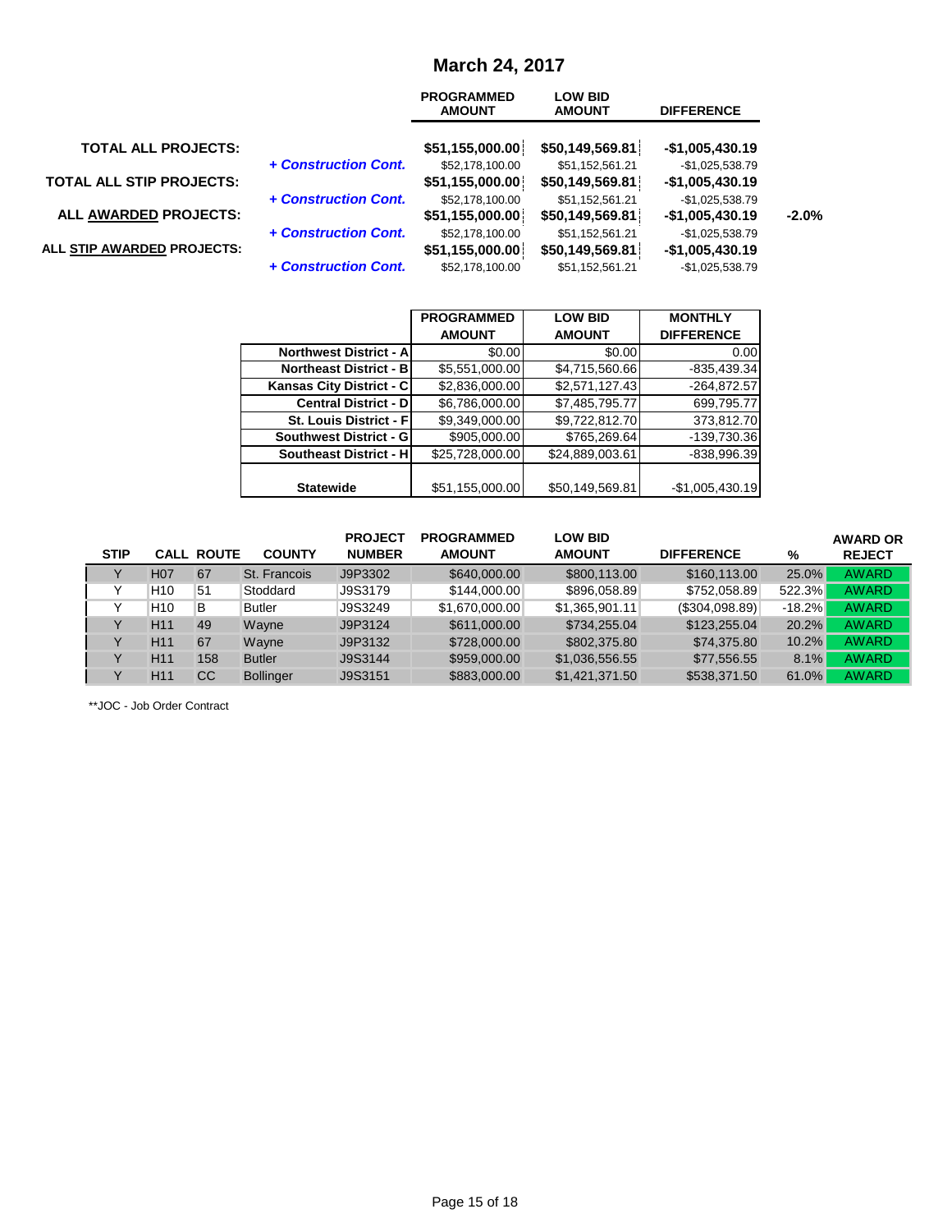# March 24, 2017

| | | PROGRAMMED AMOUNT | LOW BID AMOUNT | DIFFERENCE | |
|---|---|---|---|---|---|
| **TOTAL ALL PROJECTS:** | | **$51,155,000.00** | **$50,149,569.81** | **-$1,005,430.19** | |
| | ***+ Construction Cont.*** | $52,178,100.00 | $51,152,561.21 | -$1,025,538.79 | |
| **TOTAL ALL STIP PROJECTS:** | | **$51,155,000.00** | **$50,149,569.81** | **-$1,005,430.19** | |
| | ***+ Construction Cont.*** | $52,178,100.00 | $51,152,561.21 | -$1,025,538.79 | |
| **ALL AWARDED PROJECTS:** | | **$51,155,000.00** | **$50,149,569.81** | **-$1,005,430.19** | **-2.0%** |
| | ***+ Construction Cont.*** | $52,178,100.00 | $51,152,561.21 | -$1,025,538.79 | |
| **ALL STIP AWARDED PROJECTS:** | | **$51,155,000.00** | **$50,149,569.81** | **-$1,005,430.19** | |
| | ***+ Construction Cont.*** | $52,178,100.00 | $51,152,561.21 | -$1,025,538.79 | |

| | PROGRAMMED AMOUNT | LOW BID AMOUNT | MONTHLY DIFFERENCE |
|---|---|---|---|
| **Northwest District - A** | $0.00 | $0.00 | 0.00 |
| **Northeast District - B** | $5,551,000.00 | $4,715,560.66 | -835,439.34 |
| **Kansas City District - C** | $2,836,000.00 | $2,571,127.43 | -264,872.57 |
| **Central District - D** | $6,786,000.00 | $7,485,795.77 | 699,795.77 |
| **St. Louis District - F** | $9,349,000.00 | $9,722,812.70 | 373,812.70 |
| **Southwest District - G** | $905,000.00 | $765,269.64 | -139,730.36 |
| **Southeast District - H** | $25,728,000.00 | $24,889,003.61 | -838,996.39 |
| **Statewide** | $51,155,000.00 | $50,149,569.81 | -$1,005,430.19 |

| STIP | CALL | ROUTE | COUNTY | PROJECT NUMBER | PROGRAMMED AMOUNT | LOW BID AMOUNT | DIFFERENCE | % | AWARD OR REJECT |
|---|---|---|---|---|---|---|---|---|---|
| Y | H07 | 67 | St. Francois | J9P3302 | $640,000.00 | $800,113.00 | $160,113.00 | 25.0% | AWARD |
| Y | H10 | 51 | Stoddard | J9S3179 | $144,000.00 | $896,058.89 | $752,058.89 | 522.3% | AWARD |
| Y | H10 | B | Butler | J9S3249 | $1,670,000.00 | $1,365,901.11 | ($304,098.89) | -18.2% | AWARD |
| Y | H11 | 49 | Wayne | J9P3124 | $611,000.00 | $734,255.04 | $123,255.04 | 20.2% | AWARD |
| Y | H11 | 67 | Wayne | J9P3132 | $728,000.00 | $802,375.80 | $74,375.80 | 10.2% | AWARD |
| Y | H11 | 158 | Butler | J9S3144 | $959,000.00 | $1,036,556.55 | $77,556.55 | 8.1% | AWARD |
| Y | H11 | CC | Bollinger | J9S3151 | $883,000.00 | $1,421,371.50 | $538,371.50 | 61.0% | AWARD |

**JOC - Job Order Contract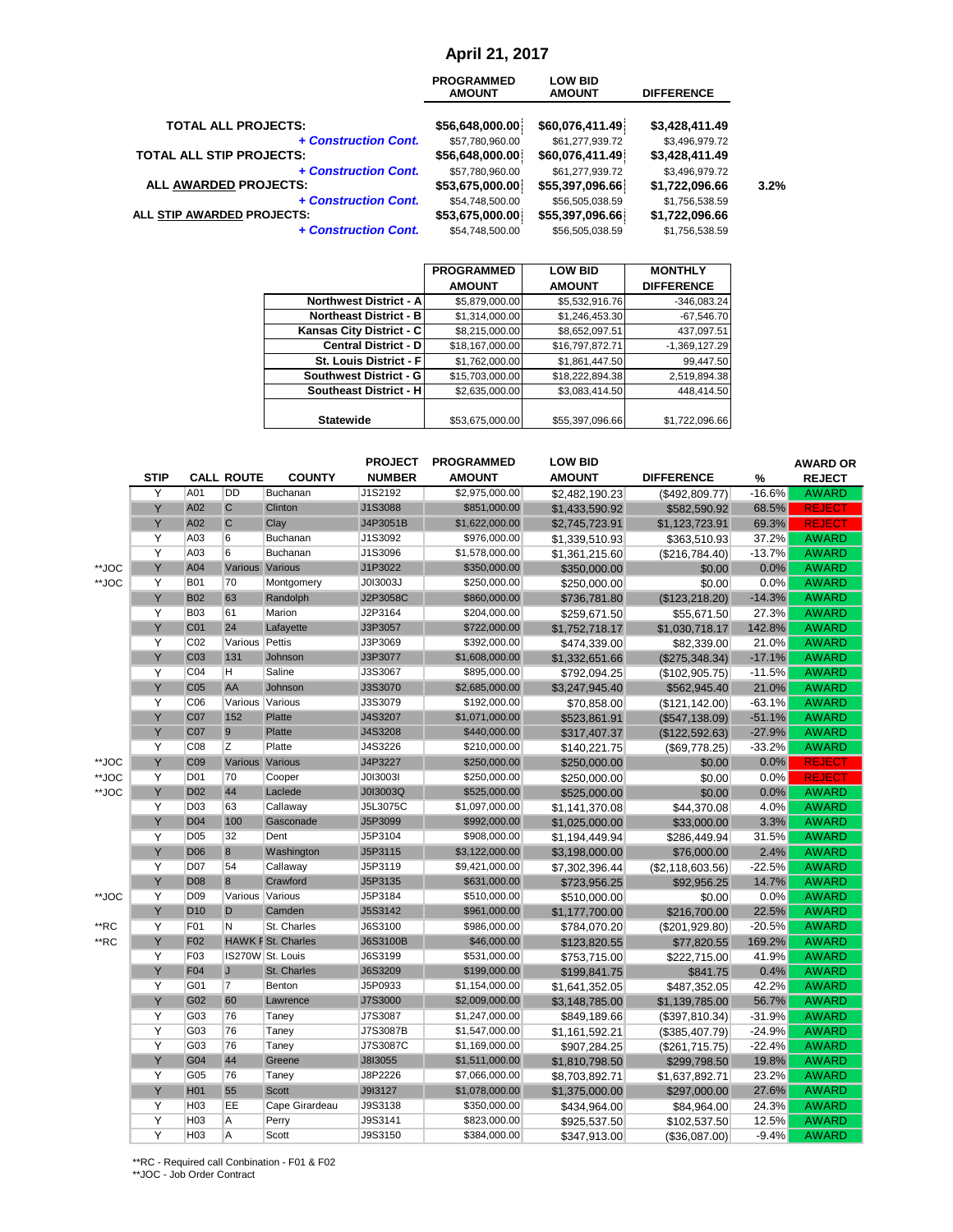# April 21, 2017

| | PROGRAMMED AMOUNT | LOW BID AMOUNT | DIFFERENCE | |
|---|---|---|---|---|
| TOTAL ALL PROJECTS: | $56,648,000.00 | $60,076,411.49 | $3,428,411.49 | |
| *+ Construction Cont.* | $57,780,960.00 | $61,277,939.72 | $3,496,979.72 | |
| TOTAL ALL STIP PROJECTS: | $56,648,000.00 | $60,076,411.49 | $3,428,411.49 | |
| *+ Construction Cont.* | $57,780,960.00 | $61,277,939.72 | $3,496,979.72 | |
| ALL AWARDED PROJECTS: | $53,675,000.00 | $55,397,096.66 | $1,722,096.66 | 3.2% |
| *+ Construction Cont.* | $54,748,500.00 | $56,505,038.59 | $1,756,538.59 | |
| ALL STIP AWARDED PROJECTS: | $53,675,000.00 | $55,397,096.66 | $1,722,096.66 | |
| *+ Construction Cont.* | $54,748,500.00 | $56,505,038.59 | $1,756,538.59 | |

| | PROGRAMMED AMOUNT | LOW BID AMOUNT | MONTHLY DIFFERENCE |
|---|---|---|---|
| Northwest District - A | $5,879,000.00 | $5,532,916.76 | -346,083.24 |
| Northeast District - B | $1,314,000.00 | $1,246,453.30 | -67,546.70 |
| Kansas City District - C | $8,215,000.00 | $8,652,097.51 | 437,097.51 |
| Central District - D | $18,167,000.00 | $16,797,872.71 | -1,369,127.29 |
| St. Louis District - F | $1,762,000.00 | $1,861,447.50 | 99,447.50 |
| Southwest District - G | $15,703,000.00 | $18,222,894.38 | 2,519,894.38 |
| Southeast District - H | $2,635,000.00 | $3,083,414.50 | 448,414.50 |
| Statewide | $53,675,000.00 | $55,397,096.66 | $1,722,096.66 |

| | STIP | CALL | ROUTE | COUNTY | PROJECT NUMBER | PROGRAMMED AMOUNT | LOW BID AMOUNT | DIFFERENCE | % | AWARD OR REJECT |
|---|---|---|---|---|---|---|---|---|---|---|
| | Y | A01 | DD | Buchanan | J1S2192 | $2,975,000.00 | $2,482,190.23 | ($492,809.77) | -16.6% | AWARD |
| | Y | A02 | C | Clinton | J1S3088 | $851,000.00 | $1,433,590.92 | $582,590.92 | 68.5% | REJECT |
| | Y | A02 | C | Clay | J4P3051B | $1,622,000.00 | $2,745,723.91 | $1,123,723.91 | 69.3% | REJECT |
| | Y | A03 | 6 | Buchanan | J1S3092 | $976,000.00 | $1,339,510.93 | $363,510.93 | 37.2% | AWARD |
| | Y | A03 | 6 | Buchanan | J1S3096 | $1,578,000.00 | $1,361,215.60 | ($216,784.40) | -13.7% | AWARD |
| **JOC | Y | A04 | Various | Various | J1P3022 | $350,000.00 | $350,000.00 | $0.00 | 0.0% | AWARD |
| **JOC | Y | B01 | 70 | Montgomery | J0I3003J | $250,000.00 | $250,000.00 | $0.00 | 0.0% | AWARD |
| | Y | B02 | 63 | Randolph | J2P3058C | $860,000.00 | $736,781.80 | ($123,218.20) | -14.3% | AWARD |
| | Y | B03 | 61 | Marion | J2P3164 | $204,000.00 | $259,671.50 | $55,671.50 | 27.3% | AWARD |
| | Y | C01 | 24 | Lafayette | J3P3057 | $722,000.00 | $1,752,718.17 | $1,030,718.17 | 142.8% | AWARD |
| | Y | C02 | Various | Pettis | J3P3069 | $392,000.00 | $474,339.00 | $82,339.00 | 21.0% | AWARD |
| | Y | C03 | 131 | Johnson | J3P3077 | $1,608,000.00 | $1,332,651.66 | ($275,348.34) | -17.1% | AWARD |
| | Y | C04 | H | Saline | J3S3067 | $895,000.00 | $792,094.25 | ($102,905.75) | -11.5% | AWARD |
| | Y | C05 | AA | Johnson | J3S3070 | $2,685,000.00 | $3,247,945.40 | $562,945.40 | 21.0% | AWARD |
| | Y | C06 | Various | Various | J3S3079 | $192,000.00 | $70,858.00 | ($121,142.00) | -63.1% | AWARD |
| | Y | C07 | 152 | Platte | J4S3207 | $1,071,000.00 | $523,861.91 | ($547,138.09) | -51.1% | AWARD |
| | Y | C07 | 9 | Platte | J4S3208 | $440,000.00 | $317,407.37 | ($122,592.63) | -27.9% | AWARD |
| | Y | C08 | Z | Platte | J4S3226 | $210,000.00 | $140,221.75 | ($69,778.25) | -33.2% | AWARD |
| **JOC | Y | C09 | Various | Various | J4P3227 | $250,000.00 | $250,000.00 | $0.00 | 0.0% | REJECT |
| **JOC | Y | D01 | 70 | Cooper | J0I3003I | $250,000.00 | $250,000.00 | $0.00 | 0.0% | REJECT |
| **JOC | Y | D02 | 44 | Laclede | J0I3003Q | $525,000.00 | $525,000.00 | $0.00 | 0.0% | AWARD |
| | Y | D03 | 63 | Callaway | J5L3075C | $1,097,000.00 | $1,141,370.08 | $44,370.08 | 4.0% | AWARD |
| | Y | D04 | 100 | Gasconade | J5P3099 | $992,000.00 | $1,025,000.00 | $33,000.00 | 3.3% | AWARD |
| | Y | D05 | 32 | Dent | J5P3104 | $908,000.00 | $1,194,449.94 | $286,449.94 | 31.5% | AWARD |
| | Y | D06 | 8 | Washington | J5P3115 | $3,122,000.00 | $3,198,000.00 | $76,000.00 | 2.4% | AWARD |
| | Y | D07 | 54 | Callaway | J5P3119 | $9,421,000.00 | $7,302,396.44 | ($2,118,603.56) | -22.5% | AWARD |
| | Y | D08 | 8 | Crawford | J5P3135 | $631,000.00 | $723,956.25 | $92,956.25 | 14.7% | AWARD |
| **JOC | Y | D09 | Various | Various | J5P3184 | $510,000.00 | $510,000.00 | $0.00 | 0.0% | AWARD |
| | Y | D10 | D | Camden | J5S3142 | $961,000.00 | $1,177,700.00 | $216,700.00 | 22.5% | AWARD |
| **RC | Y | F01 | N | St. Charles | J6S3100 | $986,000.00 | $784,070.20 | ($201,929.80) | -20.5% | AWARD |
| **RC | Y | F02 | HAWK F | St. Charles | J6S3100B | $46,000.00 | $123,820.55 | $77,820.55 | 169.2% | AWARD |
| | Y | F03 | IS270W | St. Louis | J6S3199 | $531,000.00 | $753,715.00 | $222,715.00 | 41.9% | AWARD |
| | Y | F04 | J | St. Charles | J6S3209 | $199,000.00 | $199,841.75 | $841.75 | 0.4% | AWARD |
| | Y | G01 | 7 | Benton | J5P0933 | $1,154,000.00 | $1,641,352.05 | $487,352.05 | 42.2% | AWARD |
| | Y | G02 | 60 | Lawrence | J7S3000 | $2,009,000.00 | $3,148,785.00 | $1,139,785.00 | 56.7% | AWARD |
| | Y | G03 | 76 | Taney | J7S3087 | $1,247,000.00 | $849,189.66 | ($397,810.34) | -31.9% | AWARD |
| | Y | G03 | 76 | Taney | J7S3087B | $1,547,000.00 | $1,161,592.21 | ($385,407.79) | -24.9% | AWARD |
| | Y | G03 | 76 | Taney | J7S3087C | $1,169,000.00 | $907,284.25 | ($261,715.75) | -22.4% | AWARD |
| | Y | G04 | 44 | Greene | J8I3055 | $1,511,000.00 | $1,810,798.50 | $299,798.50 | 19.8% | AWARD |
| | Y | G05 | 76 | Taney | J8P2226 | $7,066,000.00 | $8,703,892.71 | $1,637,892.71 | 23.2% | AWARD |
| | Y | H01 | 55 | Scott | J9I3127 | $1,078,000.00 | $1,375,000.00 | $297,000.00 | 27.6% | AWARD |
| | Y | H03 | EE | Cape Girardeau | J9S3138 | $350,000.00 | $434,964.00 | $84,964.00 | 24.3% | AWARD |
| | Y | H03 | A | Perry | J9S3141 | $823,000.00 | $925,537.50 | $102,537.50 | 12.5% | AWARD |
| | Y | H03 | A | Scott | J9S3150 | $384,000.00 | $347,913.00 | ($36,087.00) | -9.4% | AWARD |

**RC - Required call Conbination - F01 & F02

**JOC - Job Order Contract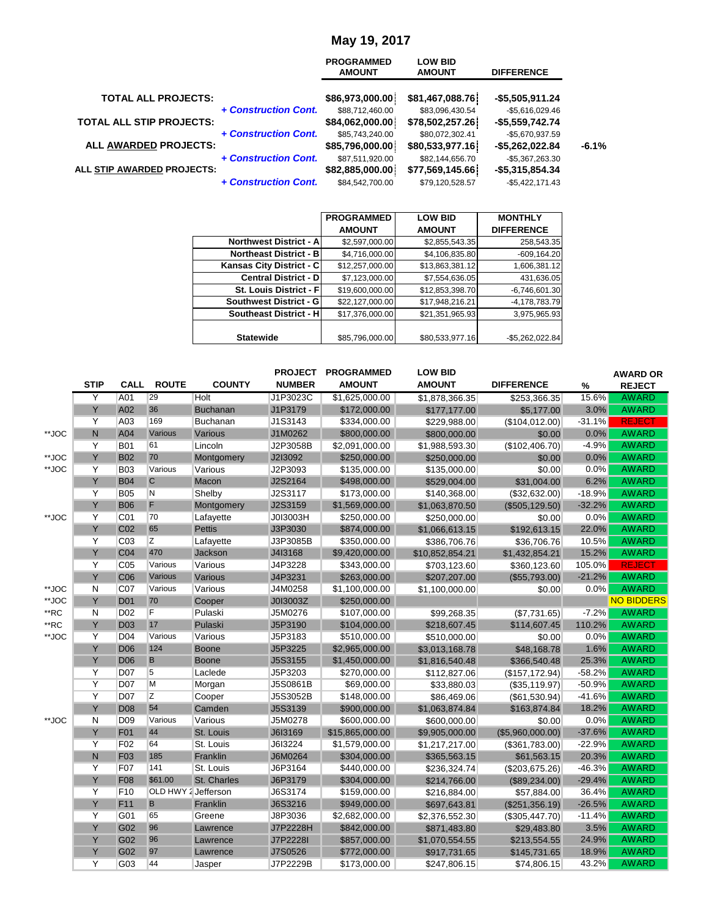# May 19, 2017

| | | PROGRAMMED AMOUNT | LOW BID AMOUNT | DIFFERENCE | |
|---|---|---|---|---|---|
| **TOTAL ALL PROJECTS:** | | **$86,973,000.00** | **$81,467,088.76** | **-$5,505,911.24** | |
| | *+ Construction Cont.* | $88,712,460.00 | $83,096,430.54 | -$5,616,029.46 | |
| **TOTAL ALL STIP PROJECTS:** | | **$84,062,000.00** | **$78,502,257.26** | **-$5,559,742.74** | |
| | *+ Construction Cont.* | $85,743,240.00 | $80,072,302.41 | -$5,670,937.59 | |
| **ALL AWARDED PROJECTS:** | | **$85,796,000.00** | **$80,533,977.16** | **-$5,262,022.84** | **-6.1%** |
| | *+ Construction Cont.* | $87,511,920.00 | $82,144,656.70 | -$5,367,263.30 | |
| **ALL STIP AWARDED PROJECTS:** | | **$82,885,000.00** | **$77,569,145.66** | **-$5,315,854.34** | |
| | *+ Construction Cont.* | $84,542,700.00 | $79,120,528.57 | -$5,422,171.43 | |

| | PROGRAMMED AMOUNT | LOW BID AMOUNT | MONTHLY DIFFERENCE |
|---|---|---|---|
| **Northwest District - A** | $2,597,000.00 | $2,855,543.35 | 258,543.35 |
| **Northeast District - B** | $4,716,000.00 | $4,106,835.80 | -609,164.20 |
| **Kansas City District - C** | $12,257,000.00 | $13,863,381.12 | 1,606,381.12 |
| **Central District - D** | $7,123,000.00 | $7,554,636.05 | 431,636.05 |
| **St. Louis District - F** | $19,600,000.00 | $12,853,398.70 | -6,746,601.30 |
| **Southwest District - G** | $22,127,000.00 | $17,948,216.21 | -4,178,783.79 |
| **Southeast District - H** | $17,376,000.00 | $21,351,965.93 | 3,975,965.93 |
| **Statewide** | $85,796,000.00 | $80,533,977.16 | -$5,262,022.84 |

| | STIP | CALL | ROUTE | COUNTY | PROJECT NUMBER | PROGRAMMED AMOUNT | LOW BID AMOUNT | DIFFERENCE | % | AWARD OR REJECT |
|---|---|---|---|---|---|---|---|---|---|---|
| | Y | A01 | 29 | Holt | J1P3023C | $1,625,000.00 | $1,878,366.35 | $253,366.35 | 15.6% | AWARD |
| | Y | A02 | 36 | Buchanan | J1P3179 | $172,000.00 | $177,177.00 | $5,177.00 | 3.0% | AWARD |
| | Y | A03 | 169 | Buchanan | J1S3143 | $334,000.00 | $229,988.00 | ($104,012.00) | -31.1% | REJECT |
| **JOC | N | A04 | Various | Various | J1M0262 | $800,000.00 | $800,000.00 | $0.00 | 0.0% | AWARD |
| | Y | B01 | 61 | Lincoln | J2P3058B | $2,091,000.00 | $1,988,593.30 | ($102,406.70) | -4.9% | AWARD |
| **JOC | Y | B02 | 70 | Montgomery | J2I3092 | $250,000.00 | $250,000.00 | $0.00 | 0.0% | AWARD |
| **JOC | Y | B03 | Various | Various | J2P3093 | $135,000.00 | $135,000.00 | $0.00 | 0.0% | AWARD |
| | Y | B04 | C | Macon | J2S2164 | $498,000.00 | $529,004.00 | $31,004.00 | 6.2% | AWARD |
| | Y | B05 | N | Shelby | J2S3117 | $173,000.00 | $140,368.00 | ($32,632.00) | -18.9% | AWARD |
| | Y | B06 | F | Montgomery | J2S3159 | $1,569,000.00 | $1,063,870.50 | ($505,129.50) | -32.2% | AWARD |
| **JOC | Y | C01 | 70 | Lafayette | J0I3003H | $250,000.00 | $250,000.00 | $0.00 | 0.0% | AWARD |
| | Y | C02 | 65 | Pettis | J3P3030 | $874,000.00 | $1,066,613.15 | $192,613.15 | 22.0% | AWARD |
| | Y | C03 | Z | Lafayette | J3P3085B | $350,000.00 | $386,706.76 | $36,706.76 | 10.5% | AWARD |
| | Y | C04 | 470 | Jackson | J4I3168 | $9,420,000.00 | $10,852,854.21 | $1,432,854.21 | 15.2% | AWARD |
| | Y | C05 | Various | Various | J4P3228 | $343,000.00 | $703,123.60 | $360,123.60 | 105.0% | REJECT |
| | Y | C06 | Various | Various | J4P3231 | $263,000.00 | $207,207.00 | ($55,793.00) | -21.2% | AWARD |
| **JOC | N | C07 | Various | Various | J4M0258 | $1,100,000.00 | $1,100,000.00 | $0.00 | 0.0% | AWARD |
| **JOC | Y | D01 | 70 | Cooper | J0I3003Z | $250,000.00 | | | | NO BIDDERS |
| **RC | N | D02 | F | Pulaski | J5M0276 | $107,000.00 | $99,268.35 | ($7,731.65) | -7.2% | AWARD |
| **RC | Y | D03 | 17 | Pulaski | J5P3190 | $104,000.00 | $218,607.45 | $114,607.45 | 110.2% | AWARD |
| **JOC | Y | D04 | Various | Various | J5P3183 | $510,000.00 | $510,000.00 | $0.00 | 0.0% | AWARD |
| | Y | D06 | 124 | Boone | J5P3225 | $2,965,000.00 | $3,013,168.78 | $48,168.78 | 1.6% | AWARD |
| | Y | D06 | B | Boone | J5S3155 | $1,450,000.00 | $1,816,540.48 | $366,540.48 | 25.3% | AWARD |
| | Y | D07 | 5 | Laclede | J5P3203 | $270,000.00 | $112,827.06 | ($157,172.94) | -58.2% | AWARD |
| | Y | D07 | M | Morgan | J5S0861B | $69,000.00 | $33,880.03 | ($35,119.97) | -50.9% | AWARD |
| | Y | D07 | Z | Cooper | J5S3052B | $148,000.00 | $86,469.06 | ($61,530.94) | -41.6% | AWARD |
| | Y | D08 | 54 | Camden | J5S3139 | $900,000.00 | $1,063,874.84 | $163,874.84 | 18.2% | AWARD |
| **JOC | N | D09 | Various | Various | J5M0278 | $600,000.00 | $600,000.00 | $0.00 | 0.0% | AWARD |
| | Y | F01 | 44 | St. Louis | J6I3169 | $15,865,000.00 | $9,905,000.00 | ($5,960,000.00) | -37.6% | AWARD |
| | Y | F02 | 64 | St. Louis | J6I3224 | $1,579,000.00 | $1,217,217.00 | ($361,783.00) | -22.9% | AWARD |
| | N | F03 | 185 | Franklin | J6M0264 | $304,000.00 | $365,563.15 | $61,563.15 | 20.3% | AWARD |
| | Y | F07 | 141 | St. Louis | J6P3164 | $440,000.00 | $236,324.74 | ($203,675.26) | -46.3% | AWARD |
| | Y | F08 | $61.00 | St. Charles | J6P3179 | $304,000.00 | $214,766.00 | ($89,234.00) | -29.4% | AWARD |
| | Y | F10 | OLD HWY 2 | Jefferson | J6S3174 | $159,000.00 | $216,884.00 | $57,884.00 | 36.4% | AWARD |
| | Y | F11 | B | Franklin | J6S3216 | $949,000.00 | $697,643.81 | ($251,356.19) | -26.5% | AWARD |
| | Y | G01 | 65 | Greene | J8P3036 | $2,682,000.00 | $2,376,552.30 | ($305,447.70) | -11.4% | AWARD |
| | Y | G02 | 96 | Lawrence | J7P2228H | $842,000.00 | $871,483.80 | $29,483.80 | 3.5% | AWARD |
| | Y | G02 | 96 | Lawrence | J7P2228I | $857,000.00 | $1,070,554.55 | $213,554.55 | 24.9% | AWARD |
| | Y | G02 | 97 | Lawrence | J7S0526 | $772,000.00 | $917,731.65 | $145,731.65 | 18.9% | AWARD |
| | Y | G03 | 44 | Jasper | J7P2229B | $173,000.00 | $247,806.15 | $74,806.15 | 43.2% | AWARD |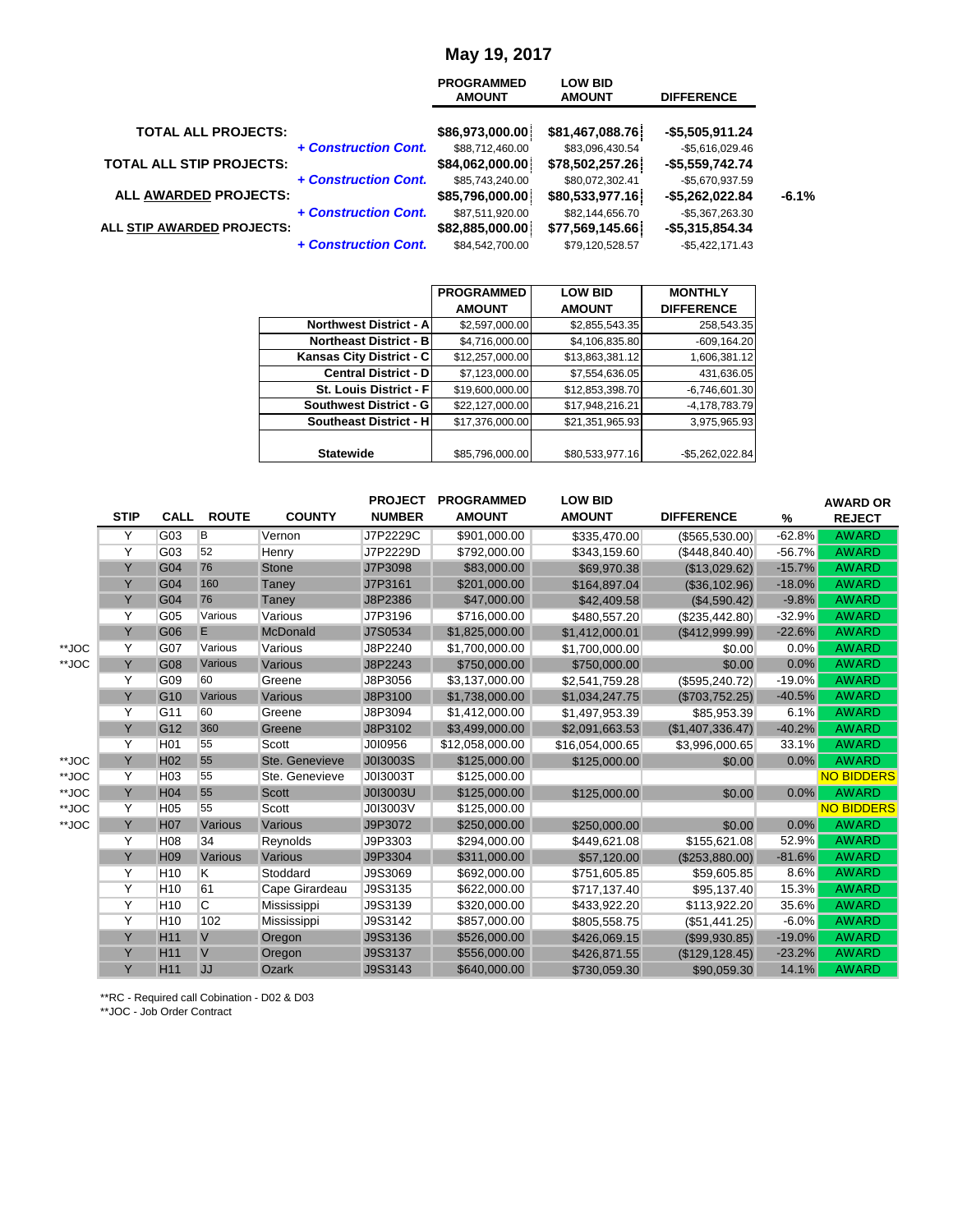# May 19, 2017

| | | PROGRAMMED AMOUNT | LOW BID AMOUNT | DIFFERENCE | |
|---|---|---|---|---|---|
| **TOTAL ALL PROJECTS:** | | **$86,973,000.00** | **$81,467,088.76** | **-$5,505,911.24** | |
| | *+ Construction Cont.* | $88,712,460.00 | $83,096,430.54 | -$5,616,029.46 | |
| **TOTAL ALL STIP PROJECTS:** | | **$84,062,000.00** | **$78,502,257.26** | **-$5,559,742.74** | |
| | *+ Construction Cont.* | $85,743,240.00 | $80,072,302.41 | -$5,670,937.59 | |
| **ALL AWARDED PROJECTS:** | | **$85,796,000.00** | **$80,533,977.16** | **-$5,262,022.84** | **-6.1%** |
| | *+ Construction Cont.* | $87,511,920.00 | $82,144,656.70 | -$5,367,263.30 | |
| **ALL STIP AWARDED PROJECTS:** | | **$82,885,000.00** | **$77,569,145.66** | **-$5,315,854.34** | |
| | *+ Construction Cont.* | $84,542,700.00 | $79,120,528.57 | -$5,422,171.43 | |

| | PROGRAMMED AMOUNT | LOW BID AMOUNT | MONTHLY DIFFERENCE |
|---|---|---|---|
| **Northwest District - A** | $2,597,000.00 | $2,855,543.35 | 258,543.35 |
| **Northeast District - B** | $4,716,000.00 | $4,106,835.80 | -609,164.20 |
| **Kansas City District - C** | $12,257,000.00 | $13,863,381.12 | 1,606,381.12 |
| **Central District - D** | $7,123,000.00 | $7,554,636.05 | 431,636.05 |
| **St. Louis District - F** | $19,600,000.00 | $12,853,398.70 | -6,746,601.30 |
| **Southwest District - G** | $22,127,000.00 | $17,948,216.21 | -4,178,783.79 |
| **Southeast District - H** | $17,376,000.00 | $21,351,965.93 | 3,975,965.93 |
| **Statewide** | $85,796,000.00 | $80,533,977.16 | -$5,262,022.84 |

| | STIP | CALL | ROUTE | COUNTY | PROJECT NUMBER | PROGRAMMED AMOUNT | LOW BID AMOUNT | DIFFERENCE | % | AWARD OR REJECT |
|---|---|---|---|---|---|---|---|---|---|---|
| | Y | G03 | B | Vernon | J7P2229C | $901,000.00 | $335,470.00 | ($565,530.00) | -62.8% | AWARD |
| | Y | G03 | 52 | Henry | J7P2229D | $792,000.00 | $343,159.60 | ($448,840.40) | -56.7% | AWARD |
| | Y | G04 | 76 | Stone | J7P3098 | $83,000.00 | $69,970.38 | ($13,029.62) | -15.7% | AWARD |
| | Y | G04 | 160 | Taney | J7P3161 | $201,000.00 | $164,897.04 | ($36,102.96) | -18.0% | AWARD |
| | Y | G04 | 76 | Taney | J8P2386 | $47,000.00 | $42,409.58 | ($4,590.42) | -9.8% | AWARD |
| | Y | G05 | Various | Various | J7P3196 | $716,000.00 | $480,557.20 | ($235,442.80) | -32.9% | AWARD |
| | Y | G06 | E | McDonald | J7S0534 | $1,825,000.00 | $1,412,000.01 | ($412,999.99) | -22.6% | AWARD |
| **JOC | Y | G07 | Various | Various | J8P2240 | $1,700,000.00 | $1,700,000.00 | $0.00 | 0.0% | AWARD |
| **JOC | Y | G08 | Various | Various | J8P2243 | $750,000.00 | $750,000.00 | $0.00 | 0.0% | AWARD |
| | Y | G09 | 60 | Greene | J8P3056 | $3,137,000.00 | $2,541,759.28 | ($595,240.72) | -19.0% | AWARD |
| | Y | G10 | Various | Various | J8P3100 | $1,738,000.00 | $1,034,247.75 | ($703,752.25) | -40.5% | AWARD |
| | Y | G11 | 60 | Greene | J8P3094 | $1,412,000.00 | $1,497,953.39 | $85,953.39 | 6.1% | AWARD |
| | Y | G12 | 360 | Greene | J8P3102 | $3,499,000.00 | $2,091,663.53 | ($1,407,336.47) | -40.2% | AWARD |
| | Y | H01 | 55 | Scott | J0I0956 | $12,058,000.00 | $16,054,000.65 | $3,996,000.65 | 33.1% | AWARD |
| **JOC | Y | H02 | 55 | Ste. Genevieve | J0I3003S | $125,000.00 | $125,000.00 | $0.00 | 0.0% | AWARD |
| **JOC | Y | H03 | 55 | Ste. Genevieve | J0I3003T | $125,000.00 | | | | NO BIDDERS |
| **JOC | Y | H04 | 55 | Scott | J0I3003U | $125,000.00 | $125,000.00 | $0.00 | 0.0% | AWARD |
| **JOC | Y | H05 | 55 | Scott | J0I3003V | $125,000.00 | | | | NO BIDDERS |
| **JOC | Y | H07 | Various | Various | J9P3072 | $250,000.00 | $250,000.00 | $0.00 | 0.0% | AWARD |
| | Y | H08 | 34 | Reynolds | J9P3303 | $294,000.00 | $449,621.08 | $155,621.08 | 52.9% | AWARD |
| | Y | H09 | Various | Various | J9P3304 | $311,000.00 | $57,120.00 | ($253,880.00) | -81.6% | AWARD |
| | Y | H10 | K | Stoddard | J9S3069 | $692,000.00 | $751,605.85 | $59,605.85 | 8.6% | AWARD |
| | Y | H10 | 61 | Cape Girardeau | J9S3135 | $622,000.00 | $717,137.40 | $95,137.40 | 15.3% | AWARD |
| | Y | H10 | C | Mississippi | J9S3139 | $320,000.00 | $433,922.20 | $113,922.20 | 35.6% | AWARD |
| | Y | H10 | 102 | Mississippi | J9S3142 | $857,000.00 | $805,558.75 | ($51,441.25) | -6.0% | AWARD |
| | Y | H11 | V | Oregon | J9S3136 | $526,000.00 | $426,069.15 | ($99,930.85) | -19.0% | AWARD |
| | Y | H11 | V | Oregon | J9S3137 | $556,000.00 | $426,871.55 | ($129,128.45) | -23.2% | AWARD |
| | Y | H11 | JJ | Ozark | J9S3143 | $640,000.00 | $730,059.30 | $90,059.30 | 14.1% | AWARD |

**RC - Required call Cobination - D02 & D03

**JOC - Job Order Contract